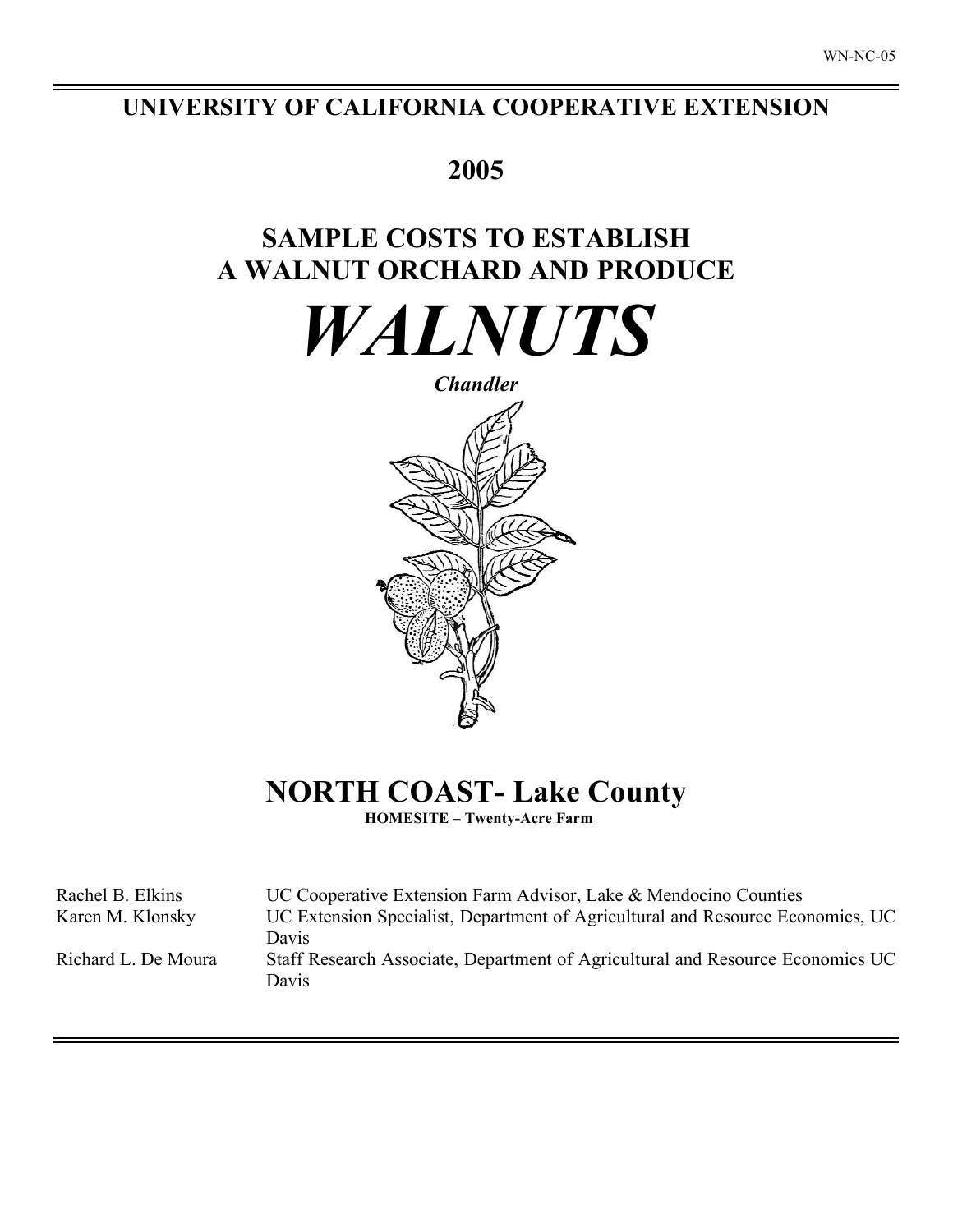WN-NC-05

# UNIVERSITY OF CALIFORNIA COOPERATIVE EXTENSION

## 2005

## SAMPLE COSTS TO ESTABLISH A WALNUT ORCHARD AND PRODUCE

# *WALNUTS*

***Chandler***

## NORTH COAST- Lake County

**HOMESITE – Twenty-Acre Farm**

| | |
|---|---|
| Rachel B. Elkins | UC Cooperative Extension Farm Advisor, Lake & Mendocino Counties |
| Karen M. Klonsky | UC Extension Specialist, Department of Agricultural and Resource Economics, UC Davis |
| Richard L. De Moura | Staff Research Associate, Department of Agricultural and Resource Economics UC Davis |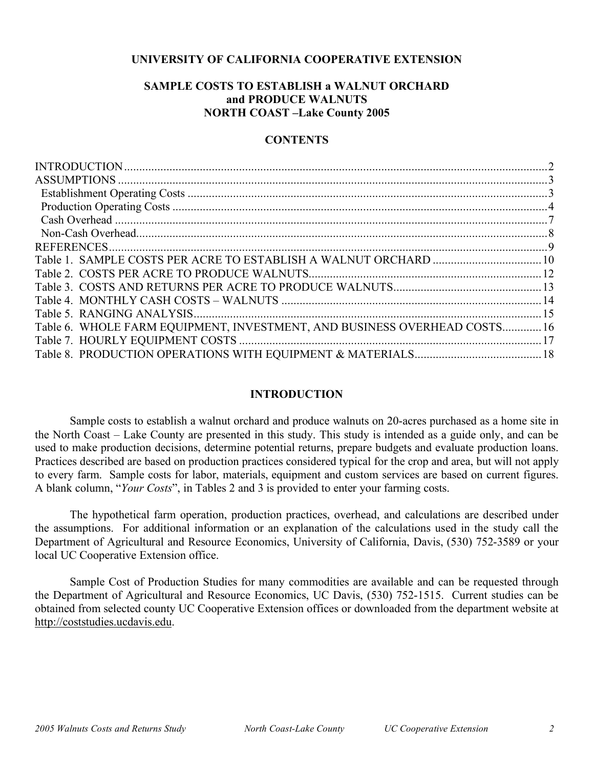**UNIVERSITY OF CALIFORNIA COOPERATIVE EXTENSION**

# SAMPLE COSTS TO ESTABLISH a WALNUT ORCHARD and PRODUCE WALNUTS NORTH COAST –Lake County 2005

## CONTENTS

INTRODUCTION .......... 2
ASSUMPTIONS .......... 3
- Establishment Operating Costs .......... 3
- Production Operating Costs .......... 4
- Cash Overhead .......... 7
- Non-Cash Overhead .......... 8

REFERENCES .......... 9
Table 1. SAMPLE COSTS PER ACRE TO ESTABLISH A WALNUT ORCHARD .......... 10
Table 2. COSTS PER ACRE TO PRODUCE WALNUTS .......... 12
Table 3. COSTS AND RETURNS PER ACRE TO PRODUCE WALNUTS .......... 13
Table 4. MONTHLY CASH COSTS – WALNUTS .......... 14
Table 5. RANGING ANALYSIS .......... 15
Table 6. WHOLE FARM EQUIPMENT, INVESTMENT, AND BUSINESS OVERHEAD COSTS .......... 16
Table 7. HOURLY EQUIPMENT COSTS .......... 17
Table 8. PRODUCTION OPERATIONS WITH EQUIPMENT & MATERIALS .......... 18

## INTRODUCTION

Sample costs to establish a walnut orchard and produce walnuts on 20-acres purchased as a home site in the North Coast – Lake County are presented in this study. This study is intended as a guide only, and can be used to make production decisions, determine potential returns, prepare budgets and evaluate production loans. Practices described are based on production practices considered typical for the crop and area, but will not apply to every farm. Sample costs for labor, materials, equipment and custom services are based on current figures. A blank column, "*Your Costs*", in Tables 2 and 3 is provided to enter your farming costs.

The hypothetical farm operation, production practices, overhead, and calculations are described under the assumptions. For additional information or an explanation of the calculations used in the study call the Department of Agricultural and Resource Economics, University of California, Davis, (530) 752-3589 or your local UC Cooperative Extension office.

Sample Cost of Production Studies for many commodities are available and can be requested through the Department of Agricultural and Resource Economics, UC Davis, (530) 752-1515. Current studies can be obtained from selected county UC Cooperative Extension offices or downloaded from the department website at http://coststudies.ucdavis.edu.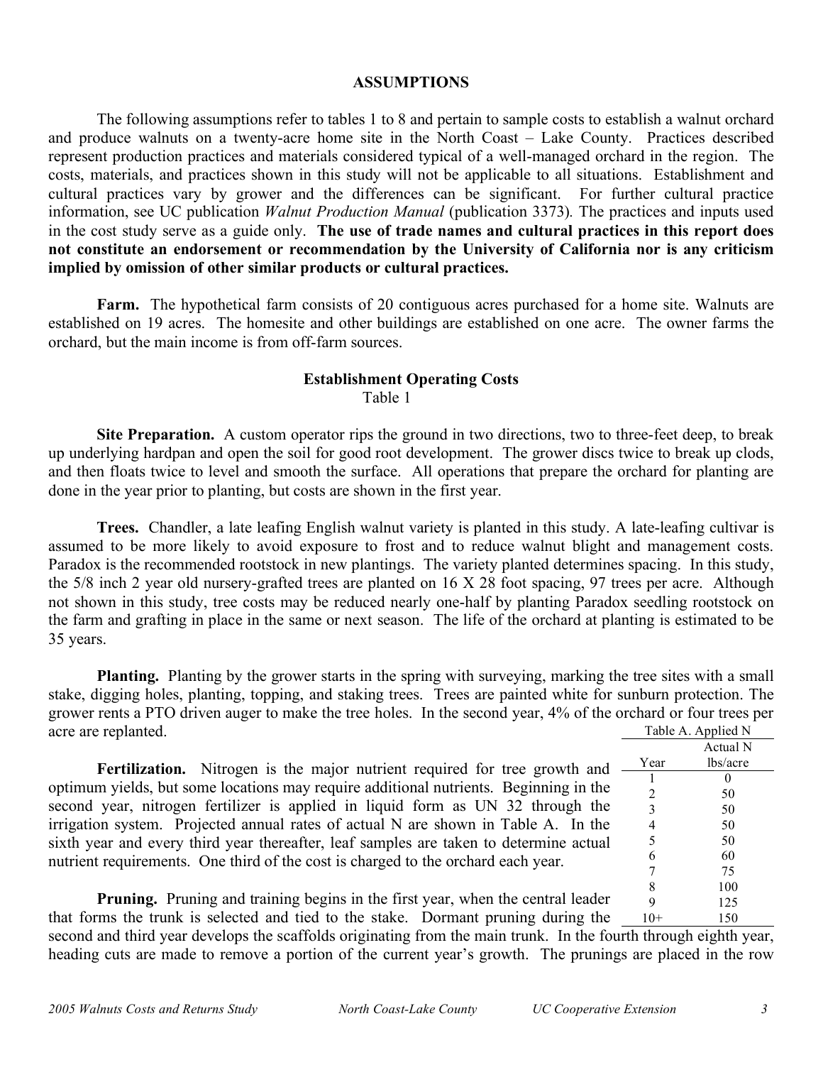## ASSUMPTIONS

The following assumptions refer to tables 1 to 8 and pertain to sample costs to establish a walnut orchard and produce walnuts on a twenty-acre home site in the North Coast – Lake County. Practices described represent production practices and materials considered typical of a well-managed orchard in the region. The costs, materials, and practices shown in this study will not be applicable to all situations. Establishment and cultural practices vary by grower and the differences can be significant. For further cultural practice information, see UC publication *Walnut Production Manual* (publication 3373). The practices and inputs used in the cost study serve as a guide only. **The use of trade names and cultural practices in this report does not constitute an endorsement or recommendation by the University of California nor is any criticism implied by omission of other similar products or cultural practices.**

**Farm.** The hypothetical farm consists of 20 contiguous acres purchased for a home site. Walnuts are established on 19 acres. The homesite and other buildings are established on one acre. The owner farms the orchard, but the main income is from off-farm sources.

### Establishment Operating Costs

Table 1

**Site Preparation.** A custom operator rips the ground in two directions, two to three-feet deep, to break up underlying hardpan and open the soil for good root development. The grower discs twice to break up clods, and then floats twice to level and smooth the surface. All operations that prepare the orchard for planting are done in the year prior to planting, but costs are shown in the first year.

**Trees.** Chandler, a late leafing English walnut variety is planted in this study. A late-leafing cultivar is assumed to be more likely to avoid exposure to frost and to reduce walnut blight and management costs. Paradox is the recommended rootstock in new plantings. The variety planted determines spacing. In this study, the 5/8 inch 2 year old nursery-grafted trees are planted on 16 X 28 foot spacing, 97 trees per acre. Although not shown in this study, tree costs may be reduced nearly one-half by planting Paradox seedling rootstock on the farm and grafting in place in the same or next season. The life of the orchard at planting is estimated to be 35 years.

**Planting.** Planting by the grower starts in the spring with surveying, marking the tree sites with a small stake, digging holes, planting, topping, and staking trees. Trees are painted white for sunburn protection. The grower rents a PTO driven auger to make the tree holes. In the second year, 4% of the orchard or four trees per acre are replanted.

Table A. Applied N

| Year | Actual N lbs/acre |
|---|---|
| 1 | 0 |
| 2 | 50 |
| 3 | 50 |
| 4 | 50 |
| 5 | 50 |
| 6 | 60 |
| 7 | 75 |
| 8 | 100 |
| 9 | 125 |
| 10+ | 150 |

**Fertilization.** Nitrogen is the major nutrient required for tree growth and optimum yields, but some locations may require additional nutrients. Beginning in the second year, nitrogen fertilizer is applied in liquid form as UN 32 through the irrigation system. Projected annual rates of actual N are shown in Table A. In the sixth year and every third year thereafter, leaf samples are taken to determine actual nutrient requirements. One third of the cost is charged to the orchard each year.

**Pruning.** Pruning and training begins in the first year, when the central leader that forms the trunk is selected and tied to the stake. Dormant pruning during the second and third year develops the scaffolds originating from the main trunk. In the fourth through eighth year, heading cuts are made to remove a portion of the current year's growth. The prunings are placed in the row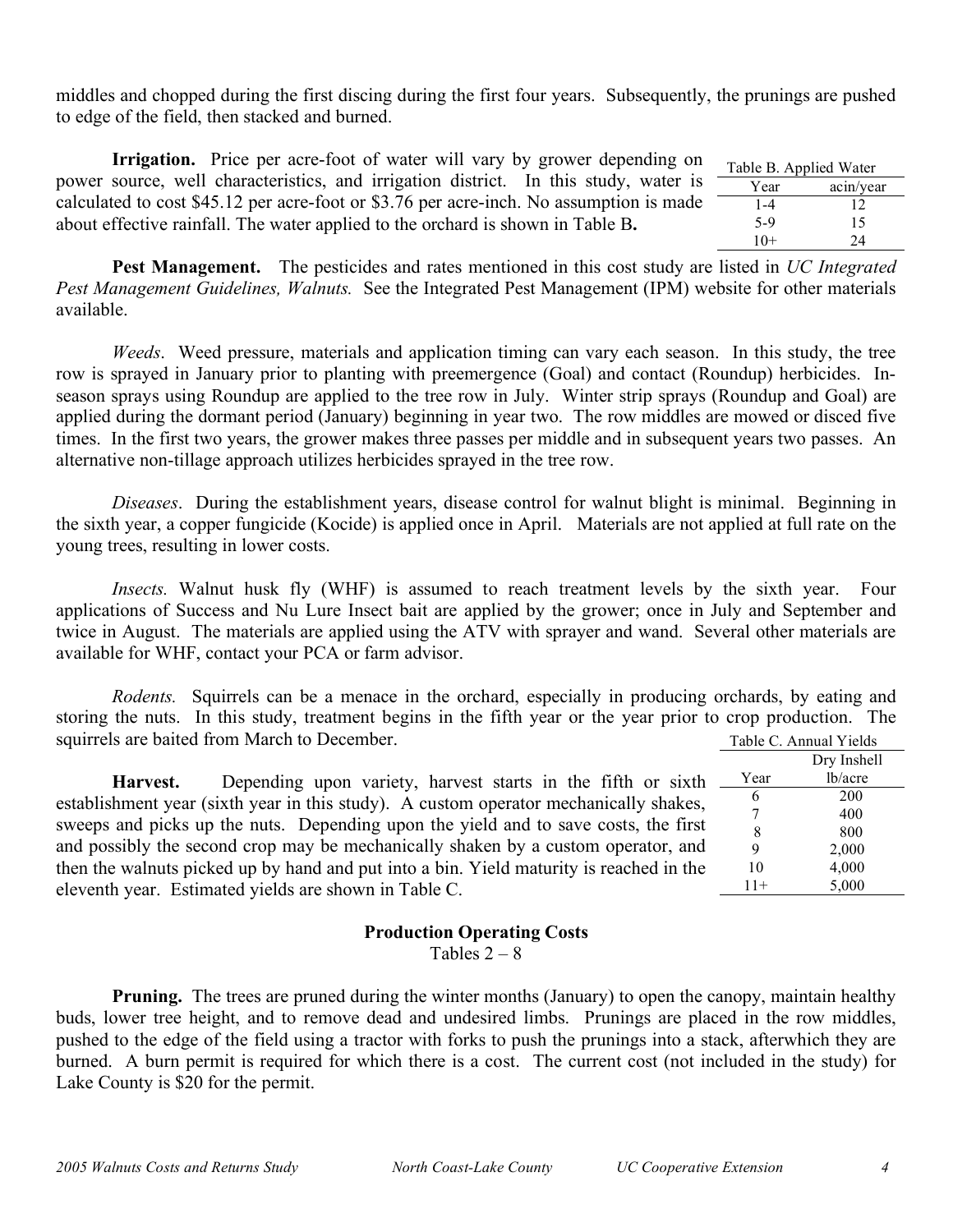middles and chopped during the first discing during the first four years. Subsequently, the prunings are pushed to edge of the field, then stacked and burned.

**Irrigation.** Price per acre-foot of water will vary by grower depending on power source, well characteristics, and irrigation district. In this study, water is calculated to cost $45.12 per acre-foot or $3.76 per acre-inch. No assumption is made about effective rainfall. The water applied to the orchard is shown in Table B**.**

Table B. Applied Water

| Year | acin/year |
|---|---|
| 1-4 | 12 |
| 5-9 | 15 |
| 10+ | 24 |

**Pest Management.** The pesticides and rates mentioned in this cost study are listed in *UC Integrated Pest Management Guidelines, Walnuts.* See the Integrated Pest Management (IPM) website for other materials available.

*Weeds*. Weed pressure, materials and application timing can vary each season. In this study, the tree row is sprayed in January prior to planting with preemergence (Goal) and contact (Roundup) herbicides. In-season sprays using Roundup are applied to the tree row in July. Winter strip sprays (Roundup and Goal) are applied during the dormant period (January) beginning in year two. The row middles are mowed or disced five times. In the first two years, the grower makes three passes per middle and in subsequent years two passes. An alternative non-tillage approach utilizes herbicides sprayed in the tree row.

*Diseases*. During the establishment years, disease control for walnut blight is minimal. Beginning in the sixth year, a copper fungicide (Kocide) is applied once in April. Materials are not applied at full rate on the young trees, resulting in lower costs.

*Insects.* Walnut husk fly (WHF) is assumed to reach treatment levels by the sixth year. Four applications of Success and Nu Lure Insect bait are applied by the grower; once in July and September and twice in August. The materials are applied using the ATV with sprayer and wand. Several other materials are available for WHF, contact your PCA or farm advisor.

*Rodents.* Squirrels can be a menace in the orchard, especially in producing orchards, by eating and storing the nuts. In this study, treatment begins in the fifth year or the year prior to crop production. The squirrels are baited from March to December.

**Harvest.** Depending upon variety, harvest starts in the fifth or sixth establishment year (sixth year in this study). A custom operator mechanically shakes, sweeps and picks up the nuts. Depending upon the yield and to save costs, the first and possibly the second crop may be mechanically shaken by a custom operator, and then the walnuts picked up by hand and put into a bin. Yield maturity is reached in the eleventh year. Estimated yields are shown in Table C.

Table C. Annual Yields

| Year | Dry Inshell lb/acre |
|---|---|
| 6 | 200 |
| 7 | 400 |
| 8 | 800 |
| 9 | 2,000 |
| 10 | 4,000 |
| 11+ | 5,000 |

## Production Operating Costs

Tables 2 – 8

**Pruning.** The trees are pruned during the winter months (January) to open the canopy, maintain healthy buds, lower tree height, and to remove dead and undesired limbs. Prunings are placed in the row middles, pushed to the edge of the field using a tractor with forks to push the prunings into a stack, afterwhich they are burned. A burn permit is required for which there is a cost. The current cost (not included in the study) for Lake County is $20 for the permit.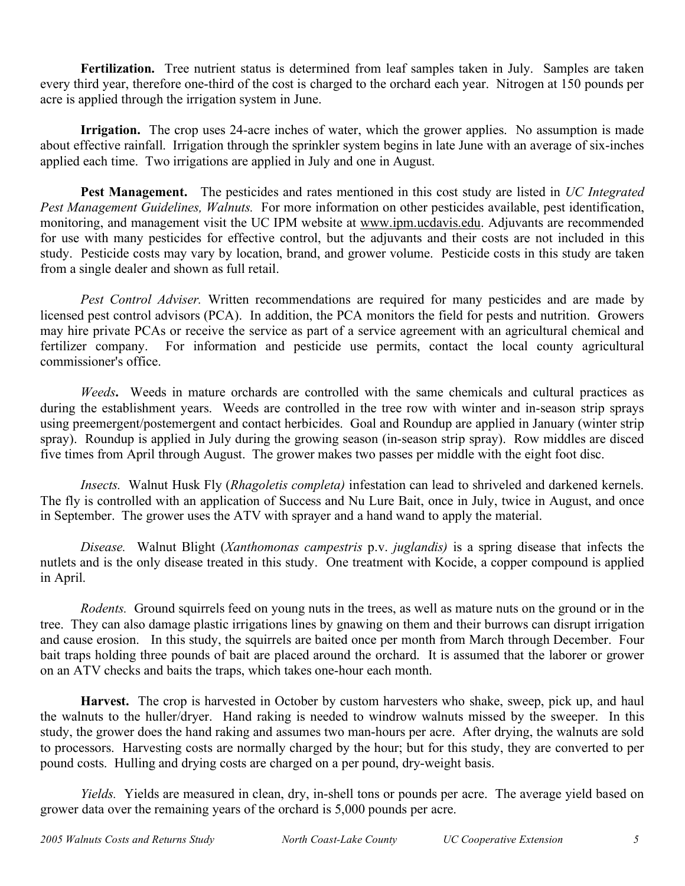**Fertilization.** Tree nutrient status is determined from leaf samples taken in July. Samples are taken every third year, therefore one-third of the cost is charged to the orchard each year. Nitrogen at 150 pounds per acre is applied through the irrigation system in June.

**Irrigation.** The crop uses 24-acre inches of water, which the grower applies. No assumption is made about effective rainfall. Irrigation through the sprinkler system begins in late June with an average of six-inches applied each time. Two irrigations are applied in July and one in August.

**Pest Management.** The pesticides and rates mentioned in this cost study are listed in *UC Integrated Pest Management Guidelines, Walnuts.* For more information on other pesticides available, pest identification, monitoring, and management visit the UC IPM website at www.ipm.ucdavis.edu. Adjuvants are recommended for use with many pesticides for effective control, but the adjuvants and their costs are not included in this study. Pesticide costs may vary by location, brand, and grower volume. Pesticide costs in this study are taken from a single dealer and shown as full retail.

*Pest Control Adviser.* Written recommendations are required for many pesticides and are made by licensed pest control advisors (PCA). In addition, the PCA monitors the field for pests and nutrition. Growers may hire private PCAs or receive the service as part of a service agreement with an agricultural chemical and fertilizer company. For information and pesticide use permits, contact the local county agricultural commissioner's office.

*Weeds***.** Weeds in mature orchards are controlled with the same chemicals and cultural practices as during the establishment years. Weeds are controlled in the tree row with winter and in-season strip sprays using preemergent/postemergent and contact herbicides. Goal and Roundup are applied in January (winter strip spray). Roundup is applied in July during the growing season (in-season strip spray). Row middles are disced five times from April through August. The grower makes two passes per middle with the eight foot disc.

*Insects.* Walnut Husk Fly (*Rhagoletis completa)* infestation can lead to shriveled and darkened kernels. The fly is controlled with an application of Success and Nu Lure Bait, once in July, twice in August, and once in September. The grower uses the ATV with sprayer and a hand wand to apply the material.

*Disease.* Walnut Blight (*Xanthomonas campestris* p.v. *juglandis)* is a spring disease that infects the nutlets and is the only disease treated in this study. One treatment with Kocide, a copper compound is applied in April.

*Rodents.* Ground squirrels feed on young nuts in the trees, as well as mature nuts on the ground or in the tree. They can also damage plastic irrigations lines by gnawing on them and their burrows can disrupt irrigation and cause erosion. In this study, the squirrels are baited once per month from March through December. Four bait traps holding three pounds of bait are placed around the orchard. It is assumed that the laborer or grower on an ATV checks and baits the traps, which takes one-hour each month.

**Harvest.** The crop is harvested in October by custom harvesters who shake, sweep, pick up, and haul the walnuts to the huller/dryer. Hand raking is needed to windrow walnuts missed by the sweeper. In this study, the grower does the hand raking and assumes two man-hours per acre. After drying, the walnuts are sold to processors. Harvesting costs are normally charged by the hour; but for this study, they are converted to per pound costs. Hulling and drying costs are charged on a per pound, dry-weight basis.

*Yields.* Yields are measured in clean, dry, in-shell tons or pounds per acre. The average yield based on grower data over the remaining years of the orchard is 5,000 pounds per acre.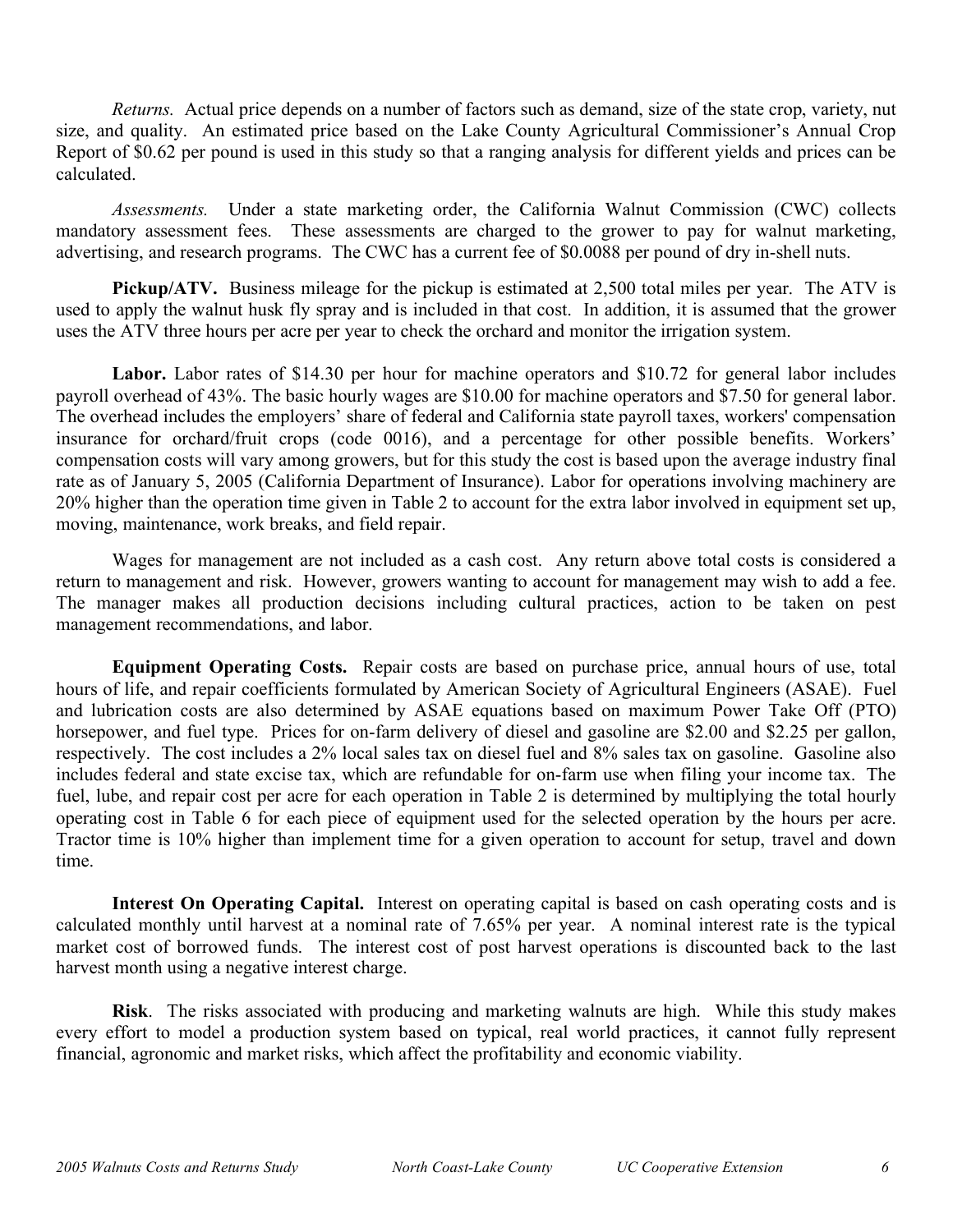*Returns.* Actual price depends on a number of factors such as demand, size of the state crop, variety, nut size, and quality. An estimated price based on the Lake County Agricultural Commissioner's Annual Crop Report of $0.62 per pound is used in this study so that a ranging analysis for different yields and prices can be calculated.

*Assessments.* Under a state marketing order, the California Walnut Commission (CWC) collects mandatory assessment fees. These assessments are charged to the grower to pay for walnut marketing, advertising, and research programs. The CWC has a current fee of $0.0088 per pound of dry in-shell nuts.

**Pickup/ATV.** Business mileage for the pickup is estimated at 2,500 total miles per year. The ATV is used to apply the walnut husk fly spray and is included in that cost. In addition, it is assumed that the grower uses the ATV three hours per acre per year to check the orchard and monitor the irrigation system.

**Labor.** Labor rates of $14.30 per hour for machine operators and $10.72 for general labor includes payroll overhead of 43%. The basic hourly wages are $10.00 for machine operators and $7.50 for general labor. The overhead includes the employers' share of federal and California state payroll taxes, workers' compensation insurance for orchard/fruit crops (code 0016), and a percentage for other possible benefits. Workers' compensation costs will vary among growers, but for this study the cost is based upon the average industry final rate as of January 5, 2005 (California Department of Insurance). Labor for operations involving machinery are 20% higher than the operation time given in Table 2 to account for the extra labor involved in equipment set up, moving, maintenance, work breaks, and field repair.

Wages for management are not included as a cash cost. Any return above total costs is considered a return to management and risk. However, growers wanting to account for management may wish to add a fee. The manager makes all production decisions including cultural practices, action to be taken on pest management recommendations, and labor.

**Equipment Operating Costs.** Repair costs are based on purchase price, annual hours of use, total hours of life, and repair coefficients formulated by American Society of Agricultural Engineers (ASAE). Fuel and lubrication costs are also determined by ASAE equations based on maximum Power Take Off (PTO) horsepower, and fuel type. Prices for on-farm delivery of diesel and gasoline are $2.00 and $2.25 per gallon, respectively. The cost includes a 2% local sales tax on diesel fuel and 8% sales tax on gasoline. Gasoline also includes federal and state excise tax, which are refundable for on-farm use when filing your income tax. The fuel, lube, and repair cost per acre for each operation in Table 2 is determined by multiplying the total hourly operating cost in Table 6 for each piece of equipment used for the selected operation by the hours per acre. Tractor time is 10% higher than implement time for a given operation to account for setup, travel and down time.

**Interest On Operating Capital.** Interest on operating capital is based on cash operating costs and is calculated monthly until harvest at a nominal rate of 7.65% per year. A nominal interest rate is the typical market cost of borrowed funds. The interest cost of post harvest operations is discounted back to the last harvest month using a negative interest charge.

**Risk**. The risks associated with producing and marketing walnuts are high. While this study makes every effort to model a production system based on typical, real world practices, it cannot fully represent financial, agronomic and market risks, which affect the profitability and economic viability.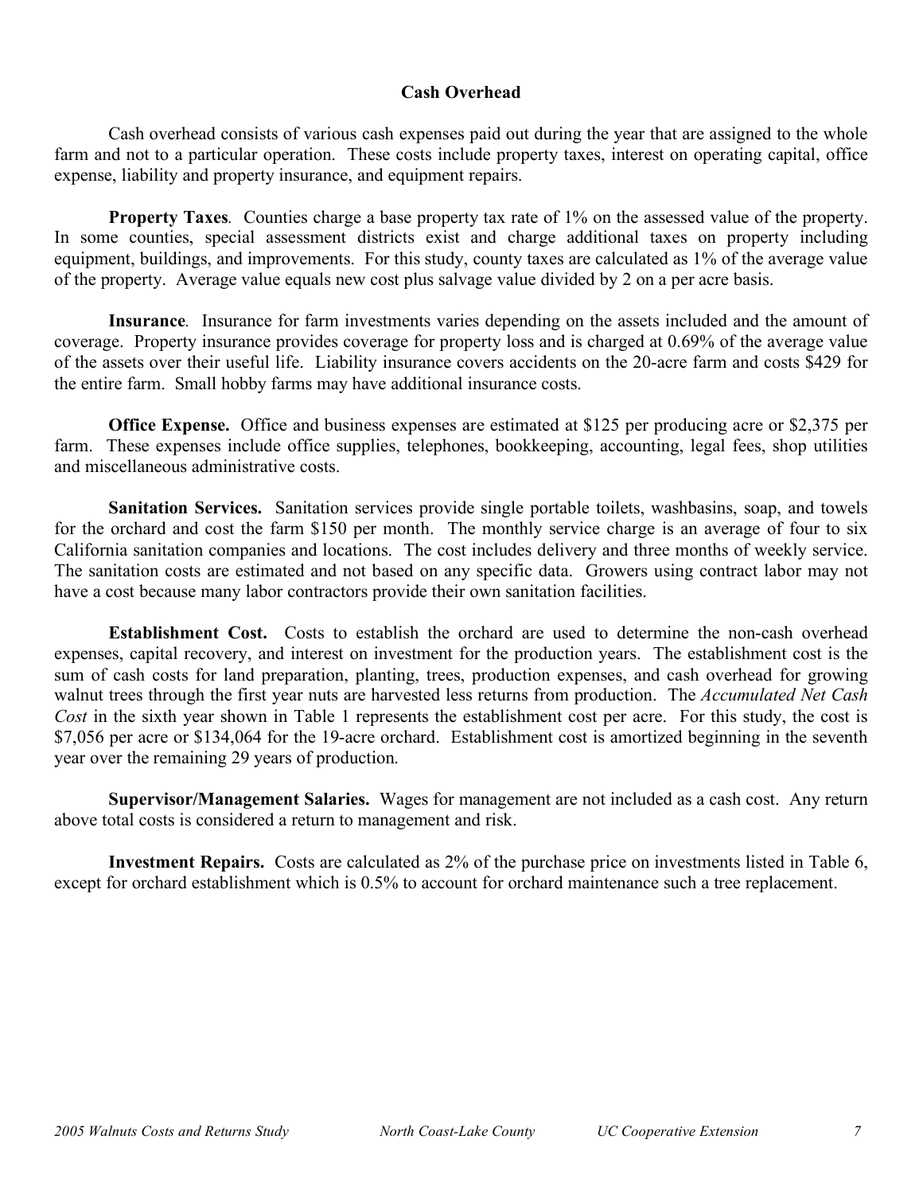## Cash Overhead

Cash overhead consists of various cash expenses paid out during the year that are assigned to the whole farm and not to a particular operation. These costs include property taxes, interest on operating capital, office expense, liability and property insurance, and equipment repairs.

**Property Taxes**. Counties charge a base property tax rate of 1% on the assessed value of the property. In some counties, special assessment districts exist and charge additional taxes on property including equipment, buildings, and improvements. For this study, county taxes are calculated as 1% of the average value of the property. Average value equals new cost plus salvage value divided by 2 on a per acre basis.

**Insurance**. Insurance for farm investments varies depending on the assets included and the amount of coverage. Property insurance provides coverage for property loss and is charged at 0.69% of the average value of the assets over their useful life. Liability insurance covers accidents on the 20-acre farm and costs $429 for the entire farm. Small hobby farms may have additional insurance costs.

**Office Expense.** Office and business expenses are estimated at $125 per producing acre or $2,375 per farm. These expenses include office supplies, telephones, bookkeeping, accounting, legal fees, shop utilities and miscellaneous administrative costs.

**Sanitation Services.** Sanitation services provide single portable toilets, washbasins, soap, and towels for the orchard and cost the farm $150 per month. The monthly service charge is an average of four to six California sanitation companies and locations. The cost includes delivery and three months of weekly service. The sanitation costs are estimated and not based on any specific data. Growers using contract labor may not have a cost because many labor contractors provide their own sanitation facilities.

**Establishment Cost.** Costs to establish the orchard are used to determine the non-cash overhead expenses, capital recovery, and interest on investment for the production years. The establishment cost is the sum of cash costs for land preparation, planting, trees, production expenses, and cash overhead for growing walnut trees through the first year nuts are harvested less returns from production. The *Accumulated Net Cash Cost* in the sixth year shown in Table 1 represents the establishment cost per acre. For this study, the cost is $7,056 per acre or $134,064 for the 19-acre orchard. Establishment cost is amortized beginning in the seventh year over the remaining 29 years of production.

**Supervisor/Management Salaries.** Wages for management are not included as a cash cost. Any return above total costs is considered a return to management and risk.

**Investment Repairs.** Costs are calculated as 2% of the purchase price on investments listed in Table 6, except for orchard establishment which is 0.5% to account for orchard maintenance such a tree replacement.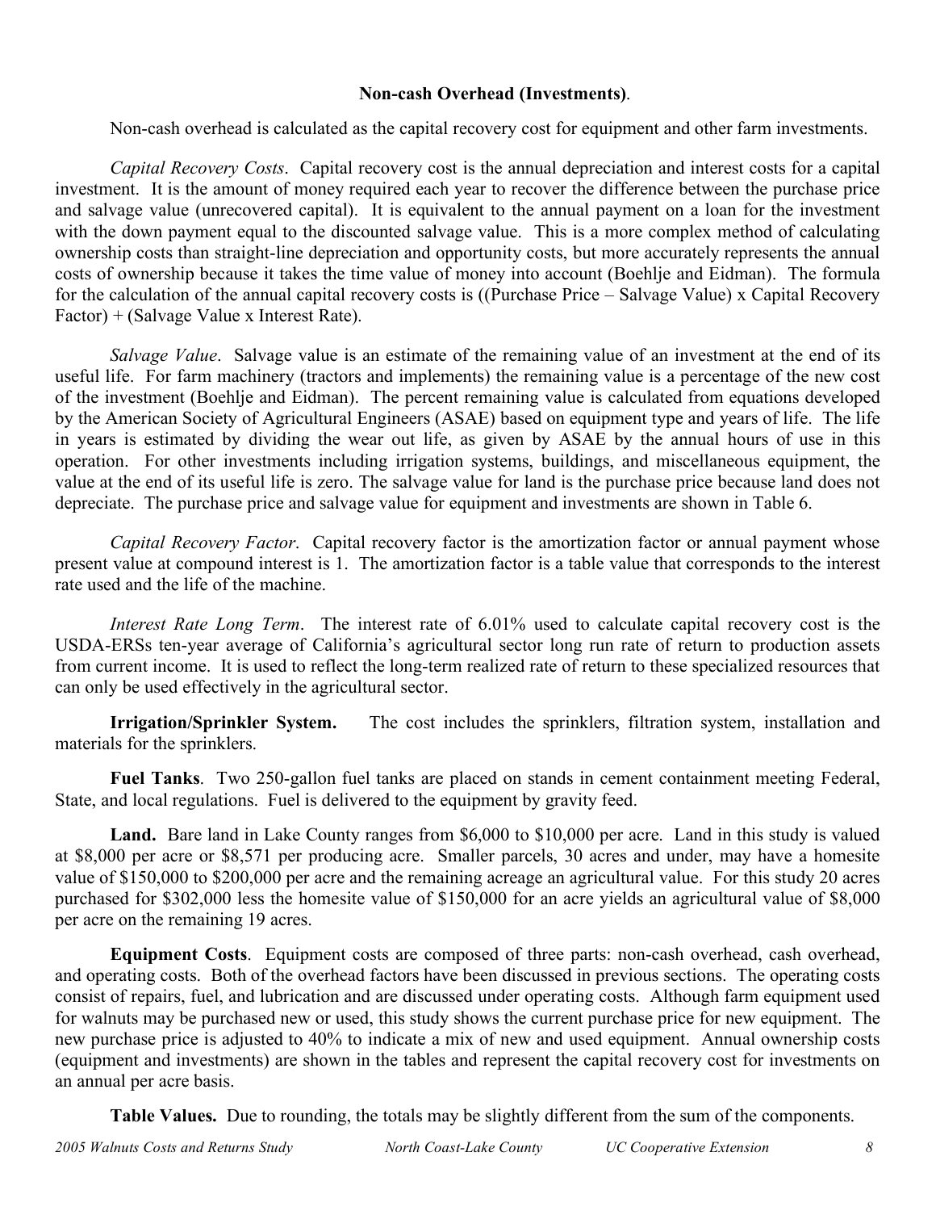**Non-cash Overhead (Investments)**.

Non-cash overhead is calculated as the capital recovery cost for equipment and other farm investments.

*Capital Recovery Costs*. Capital recovery cost is the annual depreciation and interest costs for a capital investment. It is the amount of money required each year to recover the difference between the purchase price and salvage value (unrecovered capital). It is equivalent to the annual payment on a loan for the investment with the down payment equal to the discounted salvage value. This is a more complex method of calculating ownership costs than straight-line depreciation and opportunity costs, but more accurately represents the annual costs of ownership because it takes the time value of money into account (Boehlje and Eidman). The formula for the calculation of the annual capital recovery costs is ((Purchase Price – Salvage Value) x Capital Recovery Factor) + (Salvage Value x Interest Rate).

*Salvage Value*. Salvage value is an estimate of the remaining value of an investment at the end of its useful life. For farm machinery (tractors and implements) the remaining value is a percentage of the new cost of the investment (Boehlje and Eidman). The percent remaining value is calculated from equations developed by the American Society of Agricultural Engineers (ASAE) based on equipment type and years of life. The life in years is estimated by dividing the wear out life, as given by ASAE by the annual hours of use in this operation. For other investments including irrigation systems, buildings, and miscellaneous equipment, the value at the end of its useful life is zero. The salvage value for land is the purchase price because land does not depreciate. The purchase price and salvage value for equipment and investments are shown in Table 6.

*Capital Recovery Factor*. Capital recovery factor is the amortization factor or annual payment whose present value at compound interest is 1. The amortization factor is a table value that corresponds to the interest rate used and the life of the machine.

*Interest Rate Long Term*. The interest rate of 6.01% used to calculate capital recovery cost is the USDA-ERSs ten-year average of California's agricultural sector long run rate of return to production assets from current income. It is used to reflect the long-term realized rate of return to these specialized resources that can only be used effectively in the agricultural sector.

**Irrigation/Sprinkler System.** The cost includes the sprinklers, filtration system, installation and materials for the sprinklers.

**Fuel Tanks**. Two 250-gallon fuel tanks are placed on stands in cement containment meeting Federal, State, and local regulations. Fuel is delivered to the equipment by gravity feed.

**Land.** Bare land in Lake County ranges from $6,000 to $10,000 per acre. Land in this study is valued at $8,000 per acre or $8,571 per producing acre. Smaller parcels, 30 acres and under, may have a homesite value of $150,000 to $200,000 per acre and the remaining acreage an agricultural value. For this study 20 acres purchased for $302,000 less the homesite value of $150,000 for an acre yields an agricultural value of $8,000 per acre on the remaining 19 acres.

**Equipment Costs**. Equipment costs are composed of three parts: non-cash overhead, cash overhead, and operating costs. Both of the overhead factors have been discussed in previous sections. The operating costs consist of repairs, fuel, and lubrication and are discussed under operating costs. Although farm equipment used for walnuts may be purchased new or used, this study shows the current purchase price for new equipment. The new purchase price is adjusted to 40% to indicate a mix of new and used equipment. Annual ownership costs (equipment and investments) are shown in the tables and represent the capital recovery cost for investments on an annual per acre basis.

**Table Values.** Due to rounding, the totals may be slightly different from the sum of the components.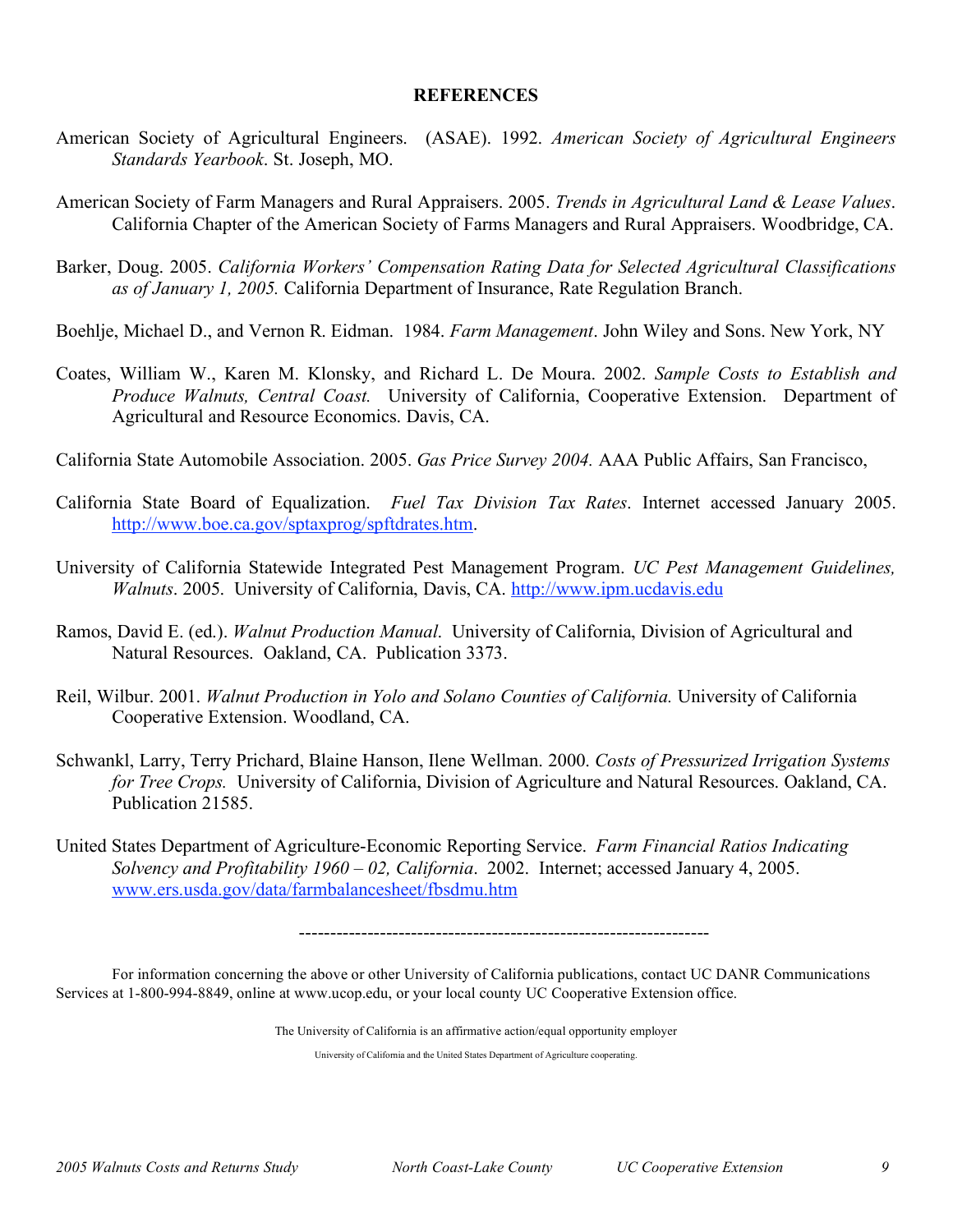## REFERENCES

American Society of Agricultural Engineers. (ASAE). 1992. *American Society of Agricultural Engineers Standards Yearbook*. St. Joseph, MO.

American Society of Farm Managers and Rural Appraisers. 2005. *Trends in Agricultural Land & Lease Values*. California Chapter of the American Society of Farms Managers and Rural Appraisers. Woodbridge, CA.

Barker, Doug. 2005. *California Workers' Compensation Rating Data for Selected Agricultural Classifications as of January 1, 2005.* California Department of Insurance, Rate Regulation Branch.

Boehlje, Michael D., and Vernon R. Eidman. 1984. *Farm Management*. John Wiley and Sons. New York, NY

Coates, William W., Karen M. Klonsky, and Richard L. De Moura. 2002. *Sample Costs to Establish and Produce Walnuts, Central Coast.* University of California, Cooperative Extension. Department of Agricultural and Resource Economics. Davis, CA.

California State Automobile Association. 2005. *Gas Price Survey 2004.* AAA Public Affairs, San Francisco,

California State Board of Equalization. *Fuel Tax Division Tax Rates*. Internet accessed January 2005. http://www.boe.ca.gov/sptaxprog/spftdrates.htm.

University of California Statewide Integrated Pest Management Program. *UC Pest Management Guidelines, Walnuts*. 2005. University of California, Davis, CA. http://www.ipm.ucdavis.edu

Ramos, David E. (ed.). *Walnut Production Manual.* University of California, Division of Agricultural and Natural Resources. Oakland, CA. Publication 3373.

Reil, Wilbur. 2001. *Walnut Production in Yolo and Solano Counties of California.* University of California Cooperative Extension. Woodland, CA.

Schwankl, Larry, Terry Prichard, Blaine Hanson, Ilene Wellman. 2000. *Costs of Pressurized Irrigation Systems for Tree Crops.* University of California, Division of Agriculture and Natural Resources. Oakland, CA. Publication 21585.

United States Department of Agriculture-Economic Reporting Service. *Farm Financial Ratios Indicating Solvency and Profitability 1960 – 02, California*. 2002. Internet; accessed January 4, 2005. www.ers.usda.gov/data/farmbalancesheet/fbsdmu.htm

---

For information concerning the above or other University of California publications, contact UC DANR Communications Services at 1-800-994-8849, online at www.ucop.edu, or your local county UC Cooperative Extension office.

The University of California is an affirmative action/equal opportunity employer

University of California and the United States Department of Agriculture cooperating.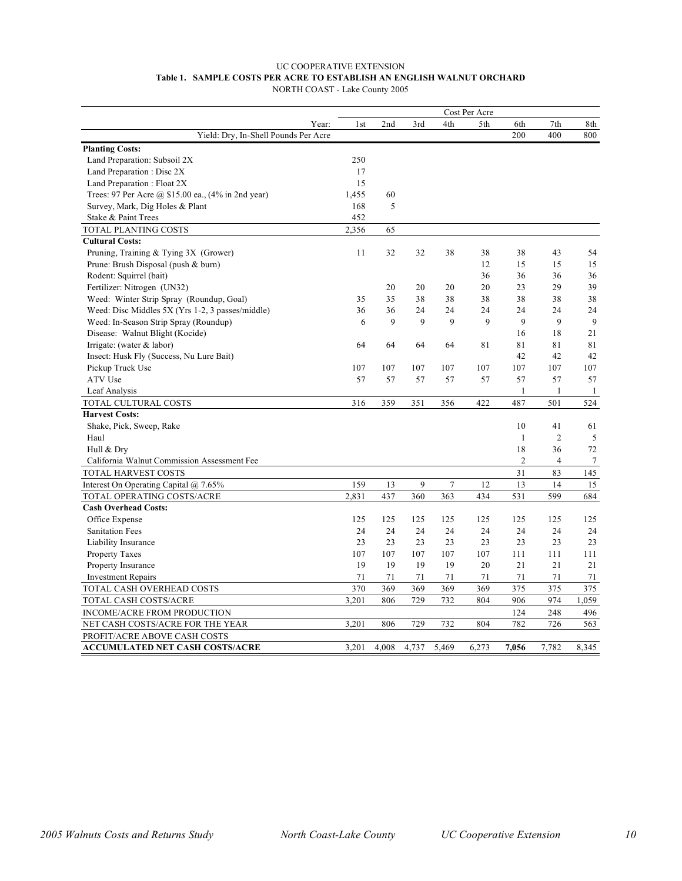UC COOPERATIVE EXTENSION

**Table 1. SAMPLE COSTS PER ACRE TO ESTABLISH AN ENGLISH WALNUT ORCHARD**

NORTH COAST - Lake County 2005

| | Cost Per Acre | | | | | | | |
|---|---|---|---|---|---|---|---|---|
| Year: | 1st | 2nd | 3rd | 4th | 5th | 6th | 7th | 8th |
| Yield: Dry, In-Shell Pounds Per Acre | | | | | | 200 | 400 | 800 |
| **Planting Costs:** | | | | | | | | |
| Land Preparation: Subsoil 2X | 250 | | | | | | | |
| Land Preparation : Disc 2X | 17 | | | | | | | |
| Land Preparation : Float 2X | 15 | | | | | | | |
| Trees: 97 Per Acre @ $15.00 ea., (4% in 2nd year) | 1,455 | 60 | | | | | | |
| Survey, Mark, Dig Holes & Plant | 168 | 5 | | | | | | |
| Stake & Paint Trees | 452 | | | | | | | |
| TOTAL PLANTING COSTS | 2,356 | 65 | | | | | | |
| **Cultural Costs:** | | | | | | | | |
| Pruning, Training & Tying 3X (Grower) | 11 | 32 | 32 | 38 | 38 | 38 | 43 | 54 |
| Prune: Brush Disposal (push & burn) | | | | | 12 | 15 | 15 | 15 |
| Rodent: Squirrel (bait) | | | | | 36 | 36 | 36 | 36 |
| Fertilizer: Nitrogen (UN32) | | 20 | 20 | 20 | 20 | 23 | 29 | 39 |
| Weed: Winter Strip Spray (Roundup, Goal) | 35 | 35 | 38 | 38 | 38 | 38 | 38 | 38 |
| Weed: Disc Middles 5X (Yrs 1-2, 3 passes/middle) | 36 | 36 | 24 | 24 | 24 | 24 | 24 | 24 |
| Weed: In-Season Strip Spray (Roundup) | 6 | 9 | 9 | 9 | 9 | 9 | 9 | 9 |
| Disease: Walnut Blight (Kocide) | | | | | | 16 | 18 | 21 |
| Irrigate: (water & labor) | 64 | 64 | 64 | 64 | 81 | 81 | 81 | 81 |
| Insect: Husk Fly (Success, Nu Lure Bait) | | | | | | 42 | 42 | 42 |
| Pickup Truck Use | 107 | 107 | 107 | 107 | 107 | 107 | 107 | 107 |
| ATV Use | 57 | 57 | 57 | 57 | 57 | 57 | 57 | 57 |
| Leaf Analysis | | | | | | 1 | 1 | 1 |
| TOTAL CULTURAL COSTS | 316 | 359 | 351 | 356 | 422 | 487 | 501 | 524 |
| **Harvest Costs:** | | | | | | | | |
| Shake, Pick, Sweep, Rake | | | | | | 10 | 41 | 61 |
| Haul | | | | | | 1 | 2 | 5 |
| Hull & Dry | | | | | | 18 | 36 | 72 |
| California Walnut Commission Assessment Fee | | | | | | 2 | 4 | 7 |
| TOTAL HARVEST COSTS | | | | | | 31 | 83 | 145 |
| Interest On Operating Capital @ 7.65% | 159 | 13 | 9 | 7 | 12 | 13 | 14 | 15 |
| TOTAL OPERATING COSTS/ACRE | 2,831 | 437 | 360 | 363 | 434 | 531 | 599 | 684 |
| **Cash Overhead Costs:** | | | | | | | | |
| Office Expense | 125 | 125 | 125 | 125 | 125 | 125 | 125 | 125 |
| Sanitation Fees | 24 | 24 | 24 | 24 | 24 | 24 | 24 | 24 |
| Liability Insurance | 23 | 23 | 23 | 23 | 23 | 23 | 23 | 23 |
| Property Taxes | 107 | 107 | 107 | 107 | 107 | 111 | 111 | 111 |
| Property Insurance | 19 | 19 | 19 | 19 | 20 | 21 | 21 | 21 |
| Investment Repairs | 71 | 71 | 71 | 71 | 71 | 71 | 71 | 71 |
| TOTAL CASH OVERHEAD COSTS | 370 | 369 | 369 | 369 | 369 | 375 | 375 | 375 |
| TOTAL CASH COSTS/ACRE | 3,201 | 806 | 729 | 732 | 804 | 906 | 974 | 1,059 |
| INCOME/ACRE FROM PRODUCTION | | | | | | 124 | 248 | 496 |
| NET CASH COSTS/ACRE FOR THE YEAR | 3,201 | 806 | 729 | 732 | 804 | 782 | 726 | 563 |
| PROFIT/ACRE ABOVE CASH COSTS | | | | | | | | |
| **ACCUMULATED NET CASH COSTS/ACRE** | 3,201 | 4,008 | 4,737 | 5,469 | 6,273 | **7,056** | 7,782 | 8,345 |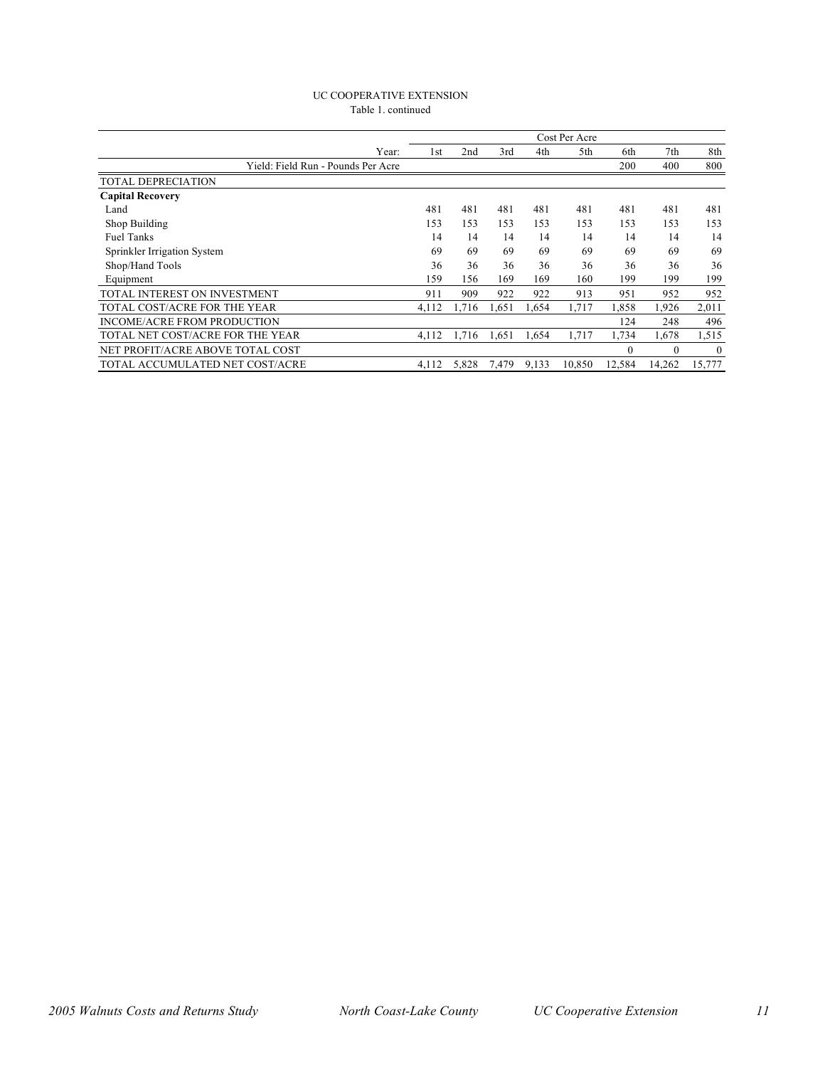UC COOPERATIVE EXTENSION

Table 1. continued

| | Cost Per Acre | | | | | | | |
|---|---|---|---|---|---|---|---|---|
| Year: | 1st | 2nd | 3rd | 4th | 5th | 6th | 7th | 8th |
| Yield: Field Run - Pounds Per Acre | | | | | | 200 | 400 | 800 |
| TOTAL DEPRECIATION | | | | | | | | |
| **Capital Recovery** | | | | | | | | |
| Land | 481 | 481 | 481 | 481 | 481 | 481 | 481 | 481 |
| Shop Building | 153 | 153 | 153 | 153 | 153 | 153 | 153 | 153 |
| Fuel Tanks | 14 | 14 | 14 | 14 | 14 | 14 | 14 | 14 |
| Sprinkler Irrigation System | 69 | 69 | 69 | 69 | 69 | 69 | 69 | 69 |
| Shop/Hand Tools | 36 | 36 | 36 | 36 | 36 | 36 | 36 | 36 |
| Equipment | 159 | 156 | 169 | 169 | 160 | 199 | 199 | 199 |
| TOTAL INTEREST ON INVESTMENT | 911 | 909 | 922 | 922 | 913 | 951 | 952 | 952 |
| TOTAL COST/ACRE FOR THE YEAR | 4,112 | 1,716 | 1,651 | 1,654 | 1,717 | 1,858 | 1,926 | 2,011 |
| INCOME/ACRE FROM PRODUCTION | | | | | | 124 | 248 | 496 |
| TOTAL NET COST/ACRE FOR THE YEAR | 4,112 | 1,716 | 1,651 | 1,654 | 1,717 | 1,734 | 1,678 | 1,515 |
| NET PROFIT/ACRE ABOVE TOTAL COST | | | | | | 0 | 0 | 0 |
| TOTAL ACCUMULATED NET COST/ACRE | 4,112 | 5,828 | 7,479 | 9,133 | 10,850 | 12,584 | 14,262 | 15,777 |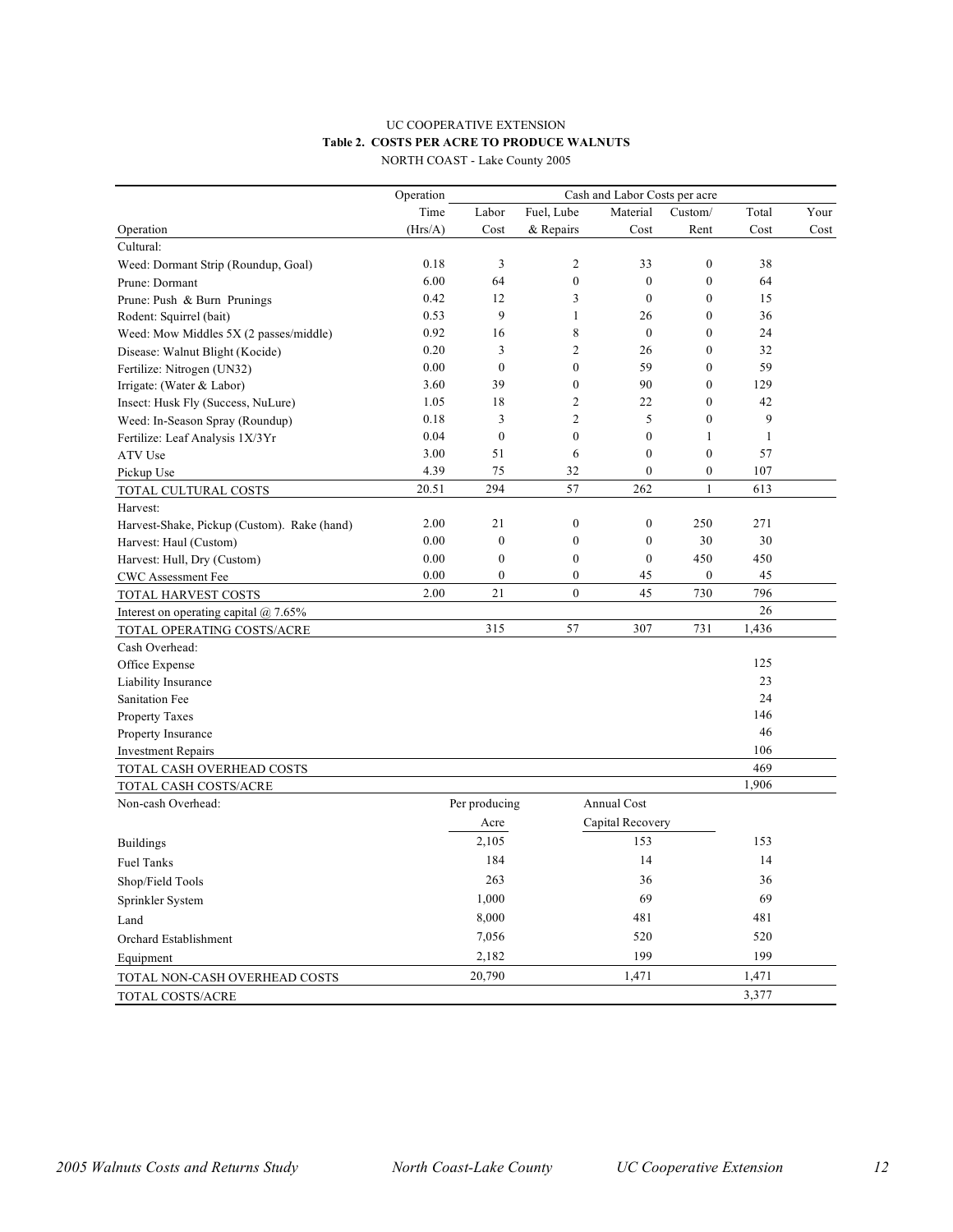UC COOPERATIVE EXTENSION

**Table 2. COSTS PER ACRE TO PRODUCE WALNUTS**

NORTH COAST - Lake County 2005

| Operation | Operation Time (Hrs/A) | Cash and Labor Costs per acre: Labor Cost | Fuel, Lube & Repairs | Material Cost | Custom/ Rent | Total Cost | Your Cost |
|---|---|---|---|---|---|---|---|
| Cultural: | | | | | | | |
| Weed: Dormant Strip (Roundup, Goal) | 0.18 | 3 | 2 | 33 | 0 | 38 | |
| Prune: Dormant | 6.00 | 64 | 0 | 0 | 0 | 64 | |
| Prune: Push & Burn Prunings | 0.42 | 12 | 3 | 0 | 0 | 15 | |
| Rodent: Squirrel (bait) | 0.53 | 9 | 1 | 26 | 0 | 36 | |
| Weed: Mow Middles 5X (2 passes/middle) | 0.92 | 16 | 8 | 0 | 0 | 24 | |
| Disease: Walnut Blight (Kocide) | 0.20 | 3 | 2 | 26 | 0 | 32 | |
| Fertilize: Nitrogen (UN32) | 0.00 | 0 | 0 | 59 | 0 | 59 | |
| Irrigate: (Water & Labor) | 3.60 | 39 | 0 | 90 | 0 | 129 | |
| Insect: Husk Fly (Success, NuLure) | 1.05 | 18 | 2 | 22 | 0 | 42 | |
| Weed: In-Season Spray (Roundup) | 0.18 | 3 | 2 | 5 | 0 | 9 | |
| Fertilize: Leaf Analysis 1X/3Yr | 0.04 | 0 | 0 | 0 | 1 | 1 | |
| ATV Use | 3.00 | 51 | 6 | 0 | 0 | 57 | |
| Pickup Use | 4.39 | 75 | 32 | 0 | 0 | 107 | |
| TOTAL CULTURAL COSTS | 20.51 | 294 | 57 | 262 | 1 | 613 | |
| Harvest: | | | | | | | |
| Harvest-Shake, Pickup (Custom). Rake (hand) | 2.00 | 21 | 0 | 0 | 250 | 271 | |
| Harvest: Haul (Custom) | 0.00 | 0 | 0 | 0 | 30 | 30 | |
| Harvest: Hull, Dry (Custom) | 0.00 | 0 | 0 | 0 | 450 | 450 | |
| CWC Assessment Fee | 0.00 | 0 | 0 | 45 | 0 | 45 | |
| TOTAL HARVEST COSTS | 2.00 | 21 | 0 | 45 | 730 | 796 | |
| Interest on operating capital @ 7.65% | | | | | | 26 | |
| TOTAL OPERATING COSTS/ACRE | | 315 | 57 | 307 | 731 | 1,436 | |
| Cash Overhead: | | | | | | | |
| Office Expense | | | | | | 125 | |
| Liability Insurance | | | | | | 23 | |
| Sanitation Fee | | | | | | 24 | |
| Property Taxes | | | | | | 146 | |
| Property Insurance | | | | | | 46 | |
| Investment Repairs | | | | | | 106 | |
| TOTAL CASH OVERHEAD COSTS | | | | | | 469 | |
| TOTAL CASH COSTS/ACRE | | | | | | 1,906 | |

| Non-cash Overhead: | Per producing Acre | Annual Cost Capital Recovery | Total Cost | Your Cost |
|---|---|---|---|---|
| Buildings | 2,105 | 153 | 153 | |
| Fuel Tanks | 184 | 14 | 14 | |
| Shop/Field Tools | 263 | 36 | 36 | |
| Sprinkler System | 1,000 | 69 | 69 | |
| Land | 8,000 | 481 | 481 | |
| Orchard Establishment | 7,056 | 520 | 520 | |
| Equipment | 2,182 | 199 | 199 | |
| TOTAL NON-CASH OVERHEAD COSTS | 20,790 | 1,471 | 1,471 | |
| TOTAL COSTS/ACRE | | | 3,377 | |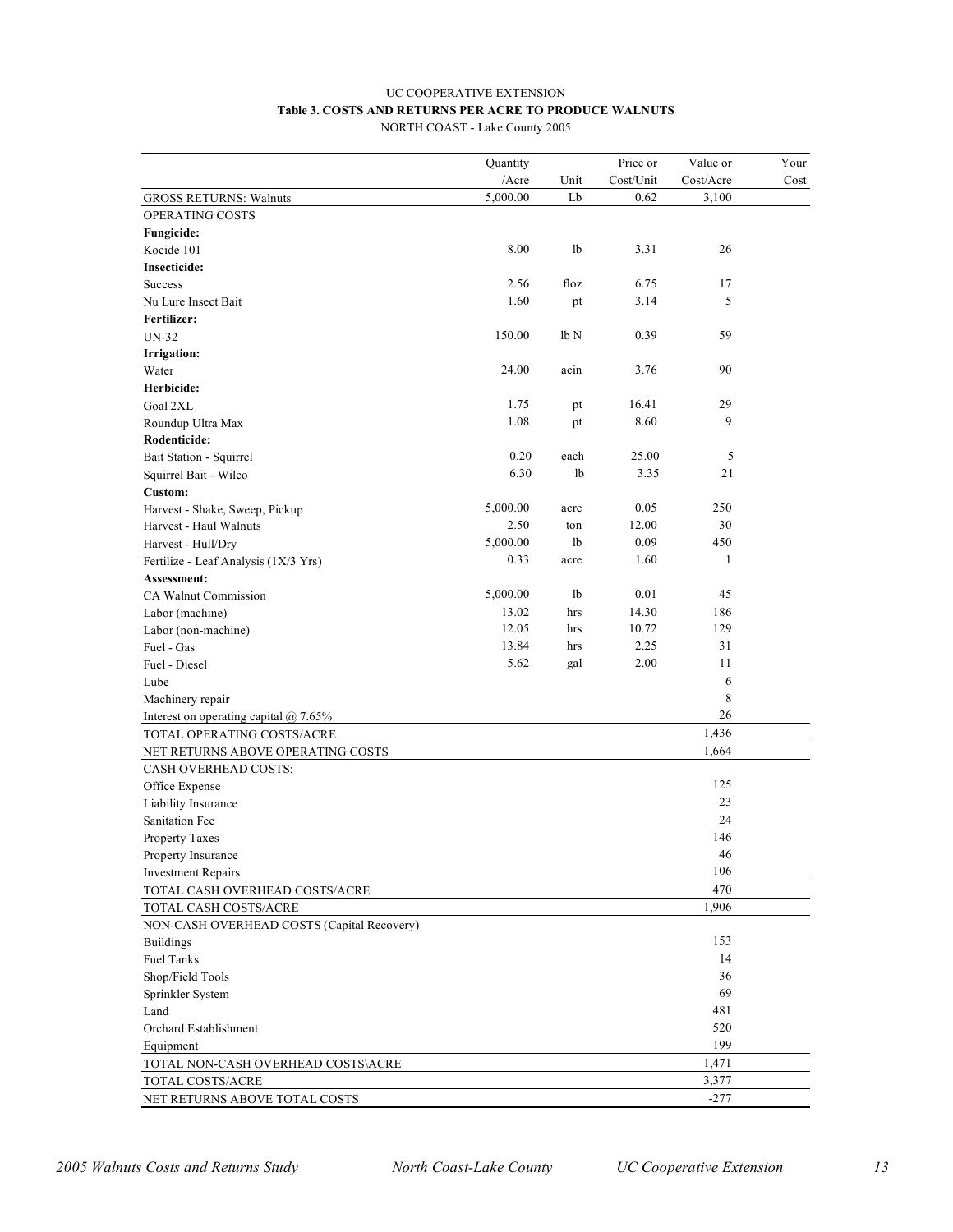UC COOPERATIVE EXTENSION

**Table 3. COSTS AND RETURNS PER ACRE TO PRODUCE WALNUTS**

NORTH COAST - Lake County 2005

| | Quantity /Acre | Unit | Price or Cost/Unit | Value or Cost/Acre | Your Cost |
|---|---|---|---|---|---|
| GROSS RETURNS: Walnuts | 5,000.00 | Lb | 0.62 | 3,100 | |
| OPERATING COSTS | | | | | |
| **Fungicide:** | | | | | |
| Kocide 101 | 8.00 | lb | 3.31 | 26 | |
| **Insecticide:** | | | | | |
| Success | 2.56 | floz | 6.75 | 17 | |
| Nu Lure Insect Bait | 1.60 | pt | 3.14 | 5 | |
| **Fertilizer:** | | | | | |
| UN-32 | 150.00 | lb N | 0.39 | 59 | |
| **Irrigation:** | | | | | |
| Water | 24.00 | acin | 3.76 | 90 | |
| **Herbicide:** | | | | | |
| Goal 2XL | 1.75 | pt | 16.41 | 29 | |
| Roundup Ultra Max | 1.08 | pt | 8.60 | 9 | |
| **Rodenticide:** | | | | | |
| Bait Station - Squirrel | 0.20 | each | 25.00 | 5 | |
| Squirrel Bait - Wilco | 6.30 | lb | 3.35 | 21 | |
| **Custom:** | | | | | |
| Harvest - Shake, Sweep, Pickup | 5,000.00 | acre | 0.05 | 250 | |
| Harvest - Haul Walnuts | 2.50 | ton | 12.00 | 30 | |
| Harvest - Hull/Dry | 5,000.00 | lb | 0.09 | 450 | |
| Fertilize - Leaf Analysis (1X/3 Yrs) | 0.33 | acre | 1.60 | 1 | |
| **Assessment:** | | | | | |
| CA Walnut Commission | 5,000.00 | lb | 0.01 | 45 | |
| Labor (machine) | 13.02 | hrs | 14.30 | 186 | |
| Labor (non-machine) | 12.05 | hrs | 10.72 | 129 | |
| Fuel - Gas | 13.84 | hrs | 2.25 | 31 | |
| Fuel - Diesel | 5.62 | gal | 2.00 | 11 | |
| Lube | | | | 6 | |
| Machinery repair | | | | 8 | |
| Interest on operating capital @ 7.65% | | | | 26 | |
| TOTAL OPERATING COSTS/ACRE | | | | 1,436 | |
| NET RETURNS ABOVE OPERATING COSTS | | | | 1,664 | |
| CASH OVERHEAD COSTS: | | | | | |
| Office Expense | | | | 125 | |
| Liability Insurance | | | | 23 | |
| Sanitation Fee | | | | 24 | |
| Property Taxes | | | | 146 | |
| Property Insurance | | | | 46 | |
| Investment Repairs | | | | 106 | |
| TOTAL CASH OVERHEAD COSTS/ACRE | | | | 470 | |
| TOTAL CASH COSTS/ACRE | | | | 1,906 | |
| NON-CASH OVERHEAD COSTS (Capital Recovery) | | | | | |
| Buildings | | | | 153 | |
| Fuel Tanks | | | | 14 | |
| Shop/Field Tools | | | | 36 | |
| Sprinkler System | | | | 69 | |
| Land | | | | 481 | |
| Orchard Establishment | | | | 520 | |
| Equipment | | | | 199 | |
| TOTAL NON-CASH OVERHEAD COSTS\ACRE | | | | 1,471 | |
| TOTAL COSTS/ACRE | | | | 3,377 | |
| NET RETURNS ABOVE TOTAL COSTS | | | | -277 | |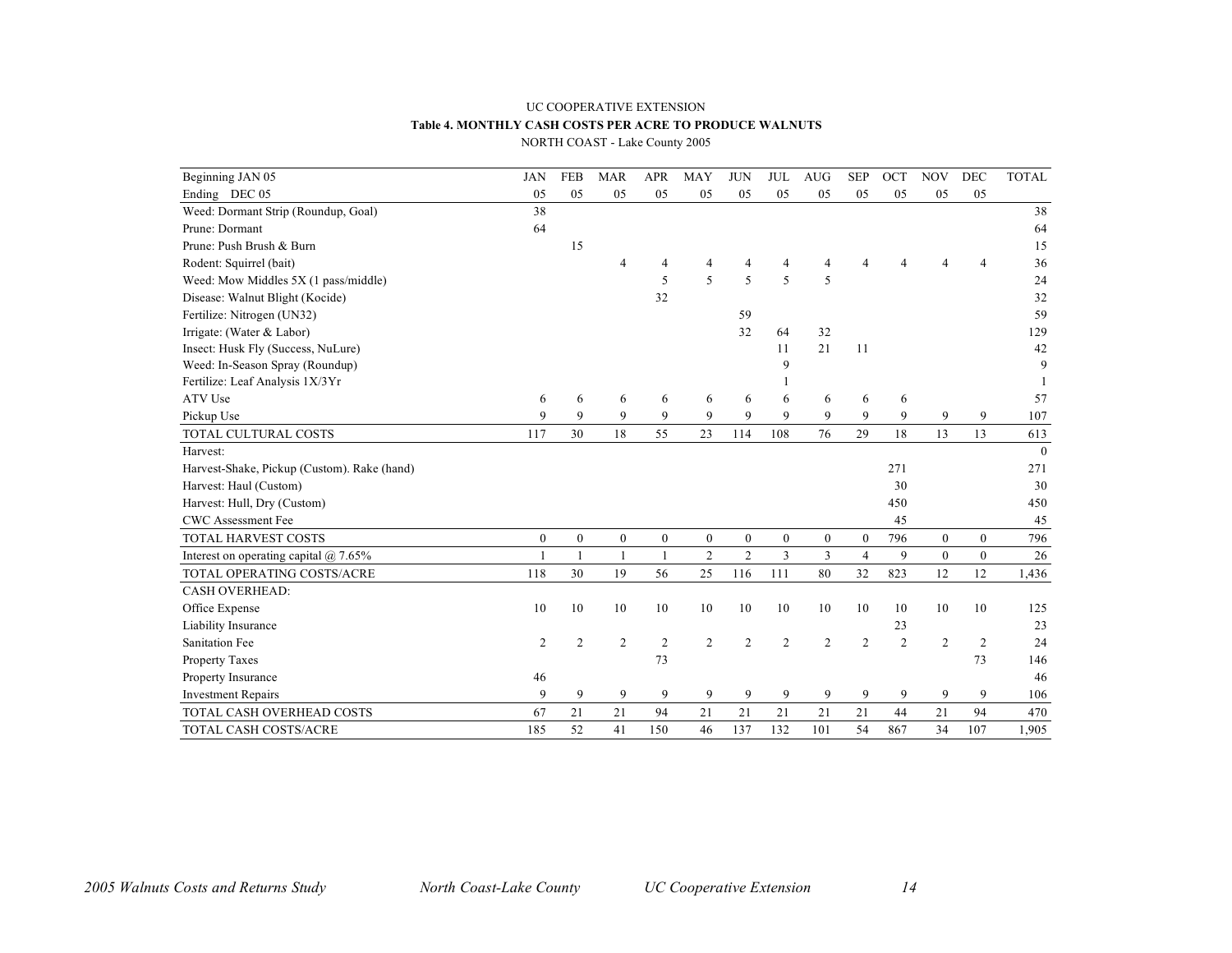UC COOPERATIVE EXTENSION

**Table 4. MONTHLY CASH COSTS PER ACRE TO PRODUCE WALNUTS**

NORTH COAST - Lake County 2005

| Beginning JAN 05<br>Ending DEC 05 | JAN<br>05 | FEB<br>05 | MAR<br>05 | APR<br>05 | MAY<br>05 | JUN<br>05 | JUL<br>05 | AUG<br>05 | SEP<br>05 | OCT<br>05 | NOV<br>05 | DEC<br>05 | TOTAL |
|---|---|---|---|---|---|---|---|---|---|---|---|---|---|
| Weed: Dormant Strip (Roundup, Goal) | 38 | | | | | | | | | | | | 38 |
| Prune: Dormant | 64 | | | | | | | | | | | | 64 |
| Prune: Push Brush & Burn | | 15 | | | | | | | | | | | 15 |
| Rodent: Squirrel (bait) | | | 4 | 4 | 4 | 4 | 4 | 4 | 4 | 4 | 4 | 4 | 36 |
| Weed: Mow Middles 5X (1 pass/middle) | | | | 5 | 5 | 5 | 5 | 5 | | | | | 24 |
| Disease: Walnut Blight (Kocide) | | | | 32 | | | | | | | | | 32 |
| Fertilize: Nitrogen (UN32) | | | | | | 59 | | | | | | | 59 |
| Irrigate: (Water & Labor) | | | | | | 32 | 64 | 32 | | | | | 129 |
| Insect: Husk Fly (Success, NuLure) | | | | | | | 11 | 21 | 11 | | | | 42 |
| Weed: In-Season Spray (Roundup) | | | | | | | 9 | | | | | | 9 |
| Fertilize: Leaf Analysis 1X/3Yr | | | | | | | 1 | | | | | | 1 |
| ATV Use | 6 | 6 | 6 | 6 | 6 | 6 | 6 | 6 | 6 | 6 | | | 57 |
| Pickup Use | 9 | 9 | 9 | 9 | 9 | 9 | 9 | 9 | 9 | 9 | 9 | 9 | 107 |
| TOTAL CULTURAL COSTS | 117 | 30 | 18 | 55 | 23 | 114 | 108 | 76 | 29 | 18 | 13 | 13 | 613 |
| Harvest: | | | | | | | | | | | | | 0 |
| Harvest-Shake, Pickup (Custom). Rake (hand) | | | | | | | | | | 271 | | | 271 |
| Harvest: Haul (Custom) | | | | | | | | | | 30 | | | 30 |
| Harvest: Hull, Dry (Custom) | | | | | | | | | | 450 | | | 450 |
| CWC Assessment Fee | | | | | | | | | | 45 | | | 45 |
| TOTAL HARVEST COSTS | 0 | 0 | 0 | 0 | 0 | 0 | 0 | 0 | 0 | 796 | 0 | 0 | 796 |
| Interest on operating capital @ 7.65% | 1 | 1 | 1 | 1 | 2 | 2 | 3 | 3 | 4 | 9 | 0 | 0 | 26 |
| TOTAL OPERATING COSTS/ACRE | 118 | 30 | 19 | 56 | 25 | 116 | 111 | 80 | 32 | 823 | 12 | 12 | 1,436 |
| CASH OVERHEAD: | | | | | | | | | | | | | |
| Office Expense | 10 | 10 | 10 | 10 | 10 | 10 | 10 | 10 | 10 | 10 | 10 | 10 | 125 |
| Liability Insurance | | | | | | | | | | 23 | | | 23 |
| Sanitation Fee | 2 | 2 | 2 | 2 | 2 | 2 | 2 | 2 | 2 | 2 | 2 | 2 | 24 |
| Property Taxes | | | | 73 | | | | | | | | 73 | 146 |
| Property Insurance | 46 | | | | | | | | | | | | 46 |
| Investment Repairs | 9 | 9 | 9 | 9 | 9 | 9 | 9 | 9 | 9 | 9 | 9 | 9 | 106 |
| TOTAL CASH OVERHEAD COSTS | 67 | 21 | 21 | 94 | 21 | 21 | 21 | 21 | 21 | 44 | 21 | 94 | 470 |
| TOTAL CASH COSTS/ACRE | 185 | 52 | 41 | 150 | 46 | 137 | 132 | 101 | 54 | 867 | 34 | 107 | 1,905 |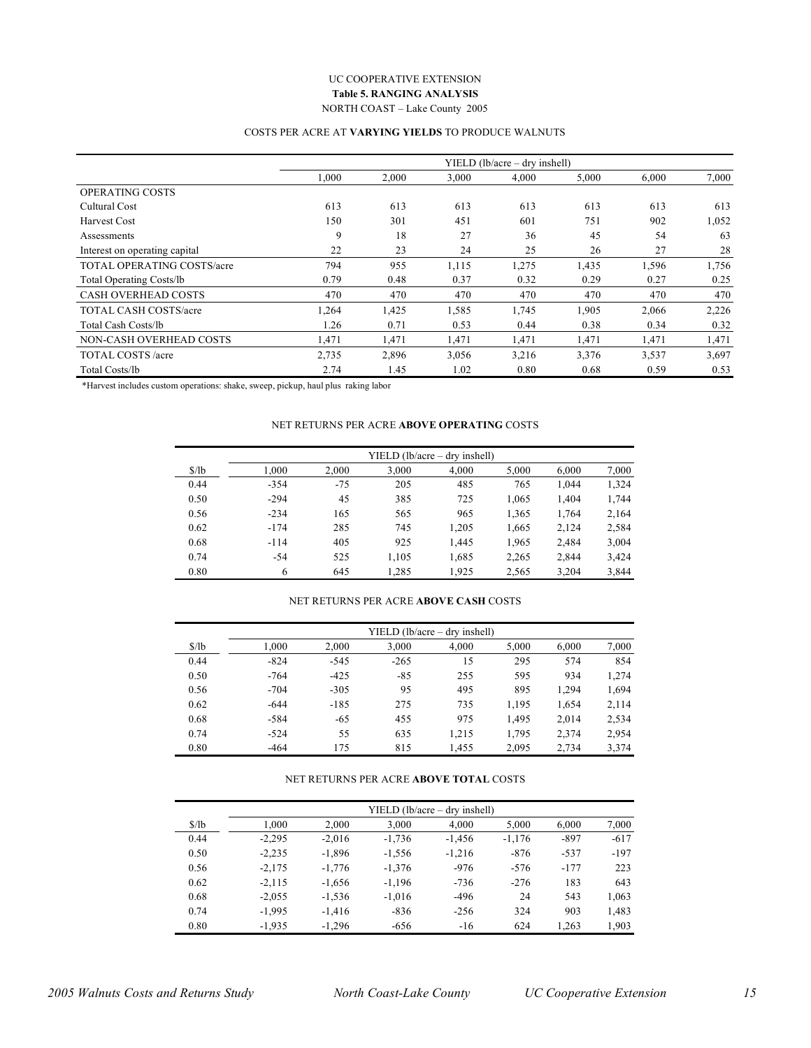UC COOPERATIVE EXTENSION

**Table 5. RANGING ANALYSIS**

NORTH COAST – Lake County 2005

COSTS PER ACRE AT **VARYING YIELDS** TO PRODUCE WALNUTS

| | YIELD (lb/acre – dry inshell) | | | | | | |
|---|---|---|---|---|---|---|---|
| | 1,000 | 2,000 | 3,000 | 4,000 | 5,000 | 6,000 | 7,000 |
| OPERATING COSTS | | | | | | | |
| Cultural Cost | 613 | 613 | 613 | 613 | 613 | 613 | 613 |
| Harvest Cost | 150 | 301 | 451 | 601 | 751 | 902 | 1,052 |
| Assessments | 9 | 18 | 27 | 36 | 45 | 54 | 63 |
| Interest on operating capital | 22 | 23 | 24 | 25 | 26 | 27 | 28 |
| TOTAL OPERATING COSTS/acre | 794 | 955 | 1,115 | 1,275 | 1,435 | 1,596 | 1,756 |
| Total Operating Costs/lb | 0.79 | 0.48 | 0.37 | 0.32 | 0.29 | 0.27 | 0.25 |
| CASH OVERHEAD COSTS | 470 | 470 | 470 | 470 | 470 | 470 | 470 |
| TOTAL CASH COSTS/acre | 1,264 | 1,425 | 1,585 | 1,745 | 1,905 | 2,066 | 2,226 |
| Total Cash Costs/lb | 1.26 | 0.71 | 0.53 | 0.44 | 0.38 | 0.34 | 0.32 |
| NON-CASH OVERHEAD COSTS | 1,471 | 1,471 | 1,471 | 1,471 | 1,471 | 1,471 | 1,471 |
| TOTAL COSTS /acre | 2,735 | 2,896 | 3,056 | 3,216 | 3,376 | 3,537 | 3,697 |
| Total Costs/lb | 2.74 | 1.45 | 1.02 | 0.80 | 0.68 | 0.59 | 0.53 |

*Harvest includes custom operations: shake, sweep, pickup, haul plus raking labor

NET RETURNS PER ACRE **ABOVE OPERATING** COSTS

| | YIELD (lb/acre – dry inshell) | | | | | | |
|---|---|---|---|---|---|---|---|
| $/lb | 1,000 | 2,000 | 3,000 | 4,000 | 5,000 | 6,000 | 7,000 |
| 0.44 | -354 | -75 | 205 | 485 | 765 | 1,044 | 1,324 |
| 0.50 | -294 | 45 | 385 | 725 | 1,065 | 1,404 | 1,744 |
| 0.56 | -234 | 165 | 565 | 965 | 1,365 | 1,764 | 2,164 |
| 0.62 | -174 | 285 | 745 | 1,205 | 1,665 | 2,124 | 2,584 |
| 0.68 | -114 | 405 | 925 | 1,445 | 1,965 | 2,484 | 3,004 |
| 0.74 | -54 | 525 | 1,105 | 1,685 | 2,265 | 2,844 | 3,424 |
| 0.80 | 6 | 645 | 1,285 | 1,925 | 2,565 | 3,204 | 3,844 |

NET RETURNS PER ACRE **ABOVE CASH** COSTS

| | YIELD (lb/acre – dry inshell) | | | | | | |
|---|---|---|---|---|---|---|---|
| $/lb | 1,000 | 2,000 | 3,000 | 4,000 | 5,000 | 6,000 | 7,000 |
| 0.44 | -824 | -545 | -265 | 15 | 295 | 574 | 854 |
| 0.50 | -764 | -425 | -85 | 255 | 595 | 934 | 1,274 |
| 0.56 | -704 | -305 | 95 | 495 | 895 | 1,294 | 1,694 |
| 0.62 | -644 | -185 | 275 | 735 | 1,195 | 1,654 | 2,114 |
| 0.68 | -584 | -65 | 455 | 975 | 1,495 | 2,014 | 2,534 |
| 0.74 | -524 | 55 | 635 | 1,215 | 1,795 | 2,374 | 2,954 |
| 0.80 | -464 | 175 | 815 | 1,455 | 2,095 | 2,734 | 3,374 |

NET RETURNS PER ACRE **ABOVE TOTAL** COSTS

| | YIELD (lb/acre – dry inshell) | | | | | | |
|---|---|---|---|---|---|---|---|
| $/lb | 1,000 | 2,000 | 3,000 | 4,000 | 5,000 | 6,000 | 7,000 |
| 0.44 | -2,295 | -2,016 | -1,736 | -1,456 | -1,176 | -897 | -617 |
| 0.50 | -2,235 | -1,896 | -1,556 | -1,216 | -876 | -537 | -197 |
| 0.56 | -2,175 | -1,776 | -1,376 | -976 | -576 | -177 | 223 |
| 0.62 | -2,115 | -1,656 | -1,196 | -736 | -276 | 183 | 643 |
| 0.68 | -2,055 | -1,536 | -1,016 | -496 | 24 | 543 | 1,063 |
| 0.74 | -1,995 | -1,416 | -836 | -256 | 324 | 903 | 1,483 |
| 0.80 | -1,935 | -1,296 | -656 | -16 | 624 | 1,263 | 1,903 |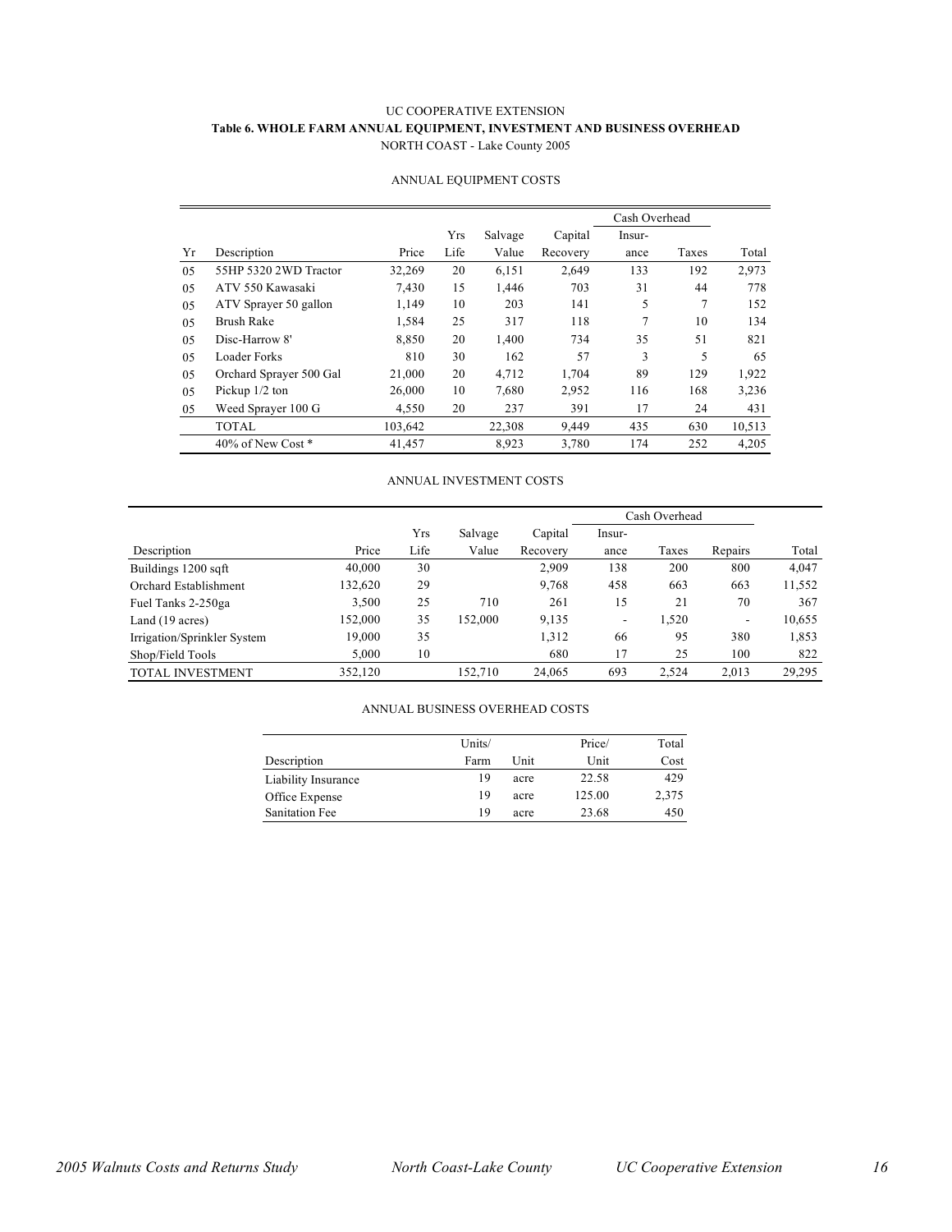UC COOPERATIVE EXTENSION

**Table 6. WHOLE FARM ANNUAL EQUIPMENT, INVESTMENT AND BUSINESS OVERHEAD**

NORTH COAST - Lake County 2005

ANNUAL EQUIPMENT COSTS

| | | | | | | Cash Overhead | | |
|---|---|---|---|---|---|---|---|---|
| Yr | Description | Price | Yrs Life | Salvage Value | Capital Recovery | Insur-ance | Taxes | Total |
| 05 | 55HP 5320 2WD Tractor | 32,269 | 20 | 6,151 | 2,649 | 133 | 192 | 2,973 |
| 05 | ATV 550 Kawasaki | 7,430 | 15 | 1,446 | 703 | 31 | 44 | 778 |
| 05 | ATV Sprayer 50 gallon | 1,149 | 10 | 203 | 141 | 5 | 7 | 152 |
| 05 | Brush Rake | 1,584 | 25 | 317 | 118 | 7 | 10 | 134 |
| 05 | Disc-Harrow 8' | 8,850 | 20 | 1,400 | 734 | 35 | 51 | 821 |
| 05 | Loader Forks | 810 | 30 | 162 | 57 | 3 | 5 | 65 |
| 05 | Orchard Sprayer 500 Gal | 21,000 | 20 | 4,712 | 1,704 | 89 | 129 | 1,922 |
| 05 | Pickup 1/2 ton | 26,000 | 10 | 7,680 | 2,952 | 116 | 168 | 3,236 |
| 05 | Weed Sprayer 100 G | 4,550 | 20 | 237 | 391 | 17 | 24 | 431 |
| | TOTAL | 103,642 | | 22,308 | 9,449 | 435 | 630 | 10,513 |
| | 40% of New Cost * | 41,457 | | 8,923 | 3,780 | 174 | 252 | 4,205 |

ANNUAL INVESTMENT COSTS

| | | | | | Cash Overhead | | | |
|---|---|---|---|---|---|---|---|---|
| Description | Price | Yrs Life | Salvage Value | Capital Recovery | Insur-ance | Taxes | Repairs | Total |
| Buildings 1200 sqft | 40,000 | 30 | | 2,909 | 138 | 200 | 800 | 4,047 |
| Orchard Establishment | 132,620 | 29 | | 9,768 | 458 | 663 | 663 | 11,552 |
| Fuel Tanks 2-250ga | 3,500 | 25 | 710 | 261 | 15 | 21 | 70 | 367 |
| Land (19 acres) | 152,000 | 35 | 152,000 | 9,135 | - | 1,520 | - | 10,655 |
| Irrigation/Sprinkler System | 19,000 | 35 | | 1,312 | 66 | 95 | 380 | 1,853 |
| Shop/Field Tools | 5,000 | 10 | | 680 | 17 | 25 | 100 | 822 |
| TOTAL INVESTMENT | 352,120 | | 152,710 | 24,065 | 693 | 2,524 | 2,013 | 29,295 |

ANNUAL BUSINESS OVERHEAD COSTS

| Description | Units/ Farm | Unit | Price/ Unit | Total Cost |
|---|---|---|---|---|
| Liability Insurance | 19 | acre | 22.58 | 429 |
| Office Expense | 19 | acre | 125.00 | 2,375 |
| Sanitation Fee | 19 | acre | 23.68 | 450 |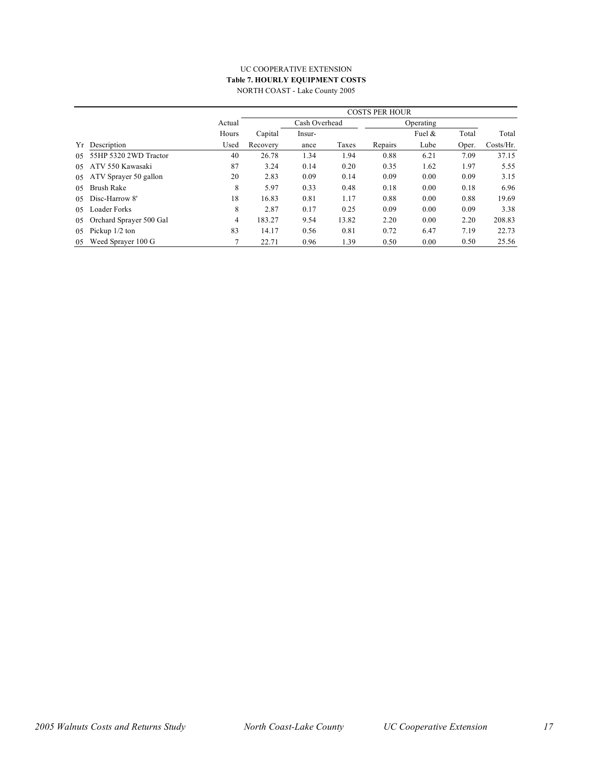UC COOPERATIVE EXTENSION

**Table 7. HOURLY EQUIPMENT COSTS**

NORTH COAST - Lake County 2005

| | | | COSTS PER HOUR | | | | | | |
|---|---|---|---|---|---|---|---|---|---|
| | | Actual | | Cash Overhead | | Operating | | | |
| | | Hours | Capital | Insur- | | | Fuel & | Total | Total |
| Yr | Description | Used | Recovery | ance | Taxes | Repairs | Lube | Oper. | Costs/Hr. |
| 05 | 55HP 5320 2WD Tractor | 40 | 26.78 | 1.34 | 1.94 | 0.88 | 6.21 | 7.09 | 37.15 |
| 05 | ATV 550 Kawasaki | 87 | 3.24 | 0.14 | 0.20 | 0.35 | 1.62 | 1.97 | 5.55 |
| 05 | ATV Sprayer 50 gallon | 20 | 2.83 | 0.09 | 0.14 | 0.09 | 0.00 | 0.09 | 3.15 |
| 05 | Brush Rake | 8 | 5.97 | 0.33 | 0.48 | 0.18 | 0.00 | 0.18 | 6.96 |
| 05 | Disc-Harrow 8' | 18 | 16.83 | 0.81 | 1.17 | 0.88 | 0.00 | 0.88 | 19.69 |
| 05 | Loader Forks | 8 | 2.87 | 0.17 | 0.25 | 0.09 | 0.00 | 0.09 | 3.38 |
| 05 | Orchard Sprayer 500 Gal | 4 | 183.27 | 9.54 | 13.82 | 2.20 | 0.00 | 2.20 | 208.83 |
| 05 | Pickup 1/2 ton | 83 | 14.17 | 0.56 | 0.81 | 0.72 | 6.47 | 7.19 | 22.73 |
| 05 | Weed Sprayer 100 G | 7 | 22.71 | 0.96 | 1.39 | 0.50 | 0.00 | 0.50 | 25.56 |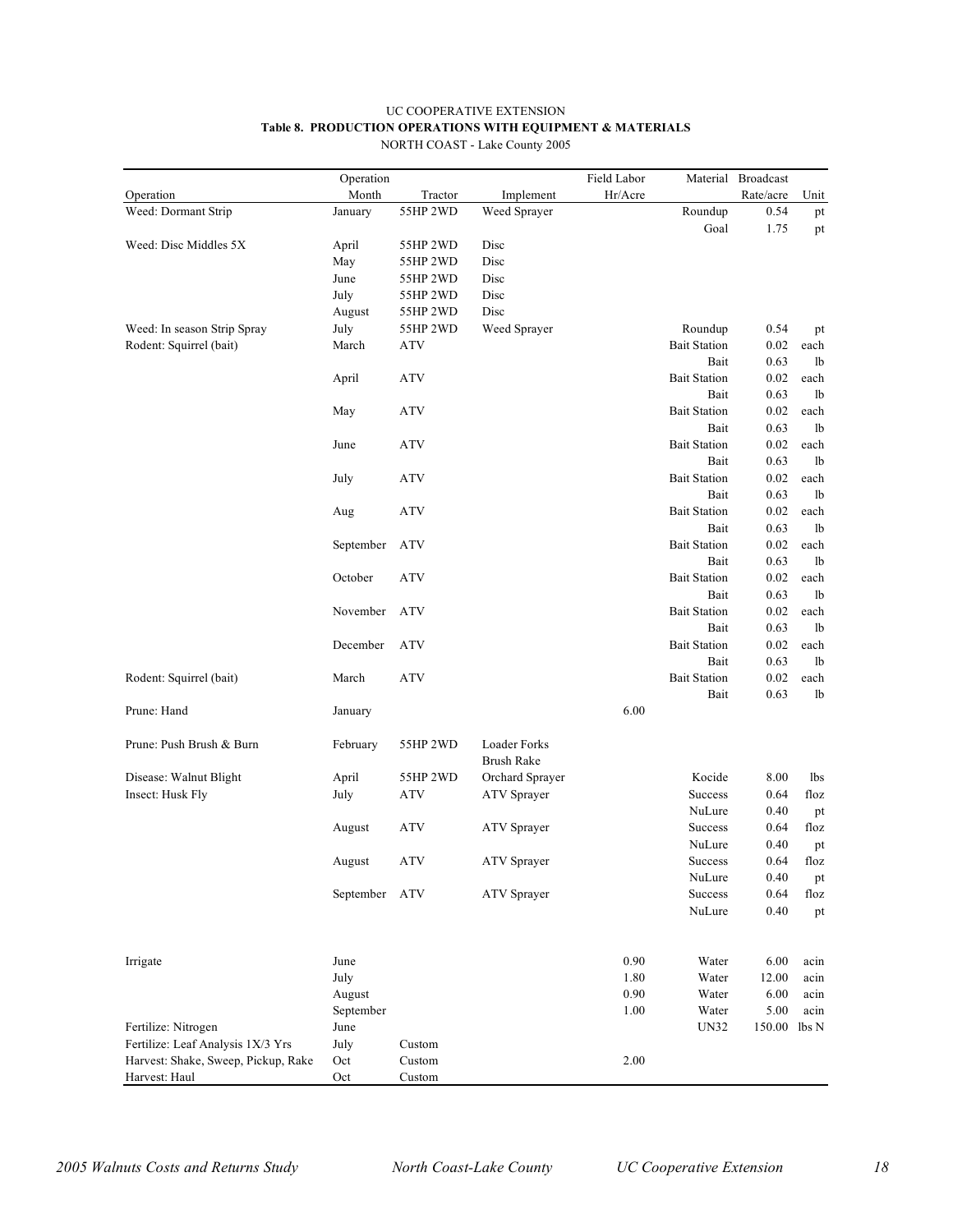UC COOPERATIVE EXTENSION

**Table 8. PRODUCTION OPERATIONS WITH EQUIPMENT & MATERIALS**

NORTH COAST - Lake County 2005

| Operation | Operation Month | Tractor | Implement | Field Labor Hr/Acre | Material | Broadcast Rate/acre | Unit |
|---|---|---|---|---|---|---|---|
| Weed: Dormant Strip | January | 55HP 2WD | Weed Sprayer | | Roundup | 0.54 | pt |
| | | | | | Goal | 1.75 | pt |
| Weed: Disc Middles 5X | April | 55HP 2WD | Disc | | | | |
| | May | 55HP 2WD | Disc | | | | |
| | June | 55HP 2WD | Disc | | | | |
| | July | 55HP 2WD | Disc | | | | |
| | August | 55HP 2WD | Disc | | | | |
| Weed: In season Strip Spray | July | 55HP 2WD | Weed Sprayer | | Roundup | 0.54 | pt |
| Rodent: Squirrel (bait) | March | ATV | | | Bait Station | 0.02 | each |
| | | | | | Bait | 0.63 | lb |
| | April | ATV | | | Bait Station | 0.02 | each |
| | | | | | Bait | 0.63 | lb |
| | May | ATV | | | Bait Station | 0.02 | each |
| | | | | | Bait | 0.63 | lb |
| | June | ATV | | | Bait Station | 0.02 | each |
| | | | | | Bait | 0.63 | lb |
| | July | ATV | | | Bait Station | 0.02 | each |
| | | | | | Bait | 0.63 | lb |
| | Aug | ATV | | | Bait Station | 0.02 | each |
| | | | | | Bait | 0.63 | lb |
| | September | ATV | | | Bait Station | 0.02 | each |
| | | | | | Bait | 0.63 | lb |
| | October | ATV | | | Bait Station | 0.02 | each |
| | | | | | Bait | 0.63 | lb |
| | November | ATV | | | Bait Station | 0.02 | each |
| | | | | | Bait | 0.63 | lb |
| | December | ATV | | | Bait Station | 0.02 | each |
| | | | | | Bait | 0.63 | lb |
| Rodent: Squirrel (bait) | March | ATV | | | Bait Station | 0.02 | each |
| | | | | | Bait | 0.63 | lb |
| Prune: Hand | January | | | 6.00 | | | |
| Prune: Push Brush & Burn | February | 55HP 2WD | Loader Forks | | | | |
| | | | Brush Rake | | | | |
| Disease: Walnut Blight | April | 55HP 2WD | Orchard Sprayer | | Kocide | 8.00 | lbs |
| Insect: Husk Fly | July | ATV | ATV Sprayer | | Success | 0.64 | floz |
| | | | | | NuLure | 0.40 | pt |
| | August | ATV | ATV Sprayer | | Success | 0.64 | floz |
| | | | | | NuLure | 0.40 | pt |
| | August | ATV | ATV Sprayer | | Success | 0.64 | floz |
| | | | | | NuLure | 0.40 | pt |
| | September | ATV | ATV Sprayer | | Success | 0.64 | floz |
| | | | | | NuLure | 0.40 | pt |
| Irrigate | June | | | 0.90 | Water | 6.00 | acin |
| | July | | | 1.80 | Water | 12.00 | acin |
| | August | | | 0.90 | Water | 6.00 | acin |
| | September | | | 1.00 | Water | 5.00 | acin |
| Fertilize: Nitrogen | June | | | | UN32 | 150.00 | lbs N |
| Fertilize: Leaf Analysis 1X/3 Yrs | July | Custom | | | | | |
| Harvest: Shake, Sweep, Pickup, Rake | Oct | Custom | | 2.00 | | | |
| Harvest: Haul | Oct | Custom | | | | | |